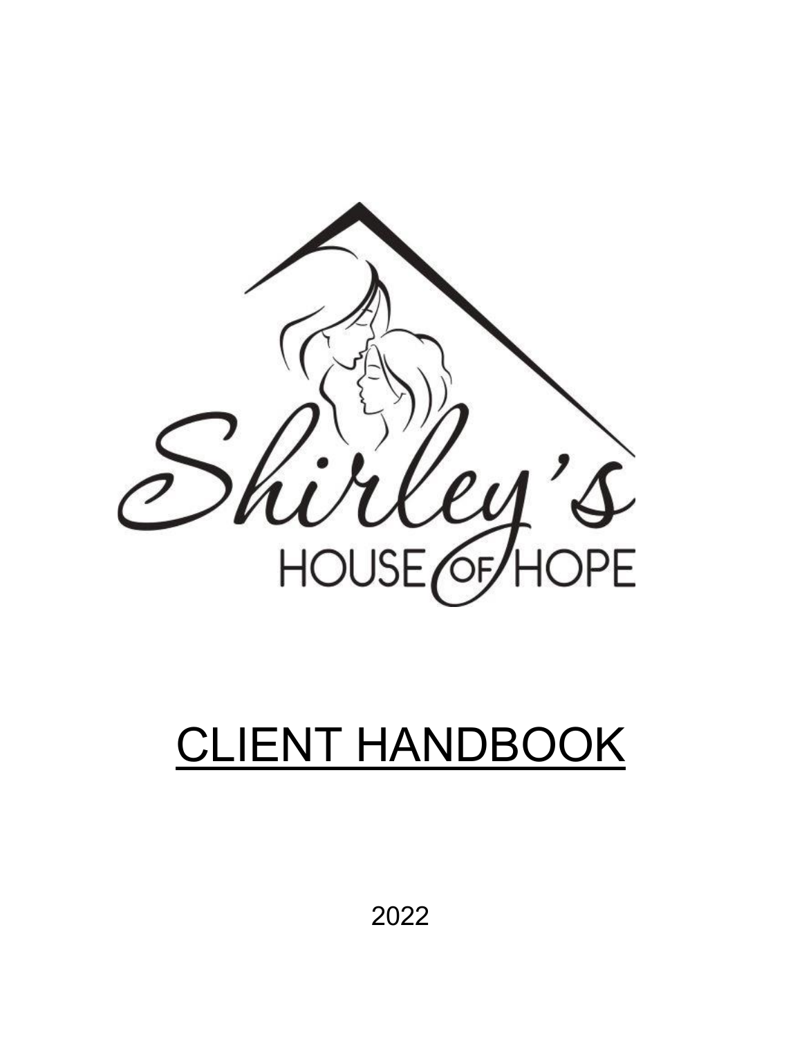Shirley's HOUSE OF HOPE

# CLIENT HANDBOOK

2022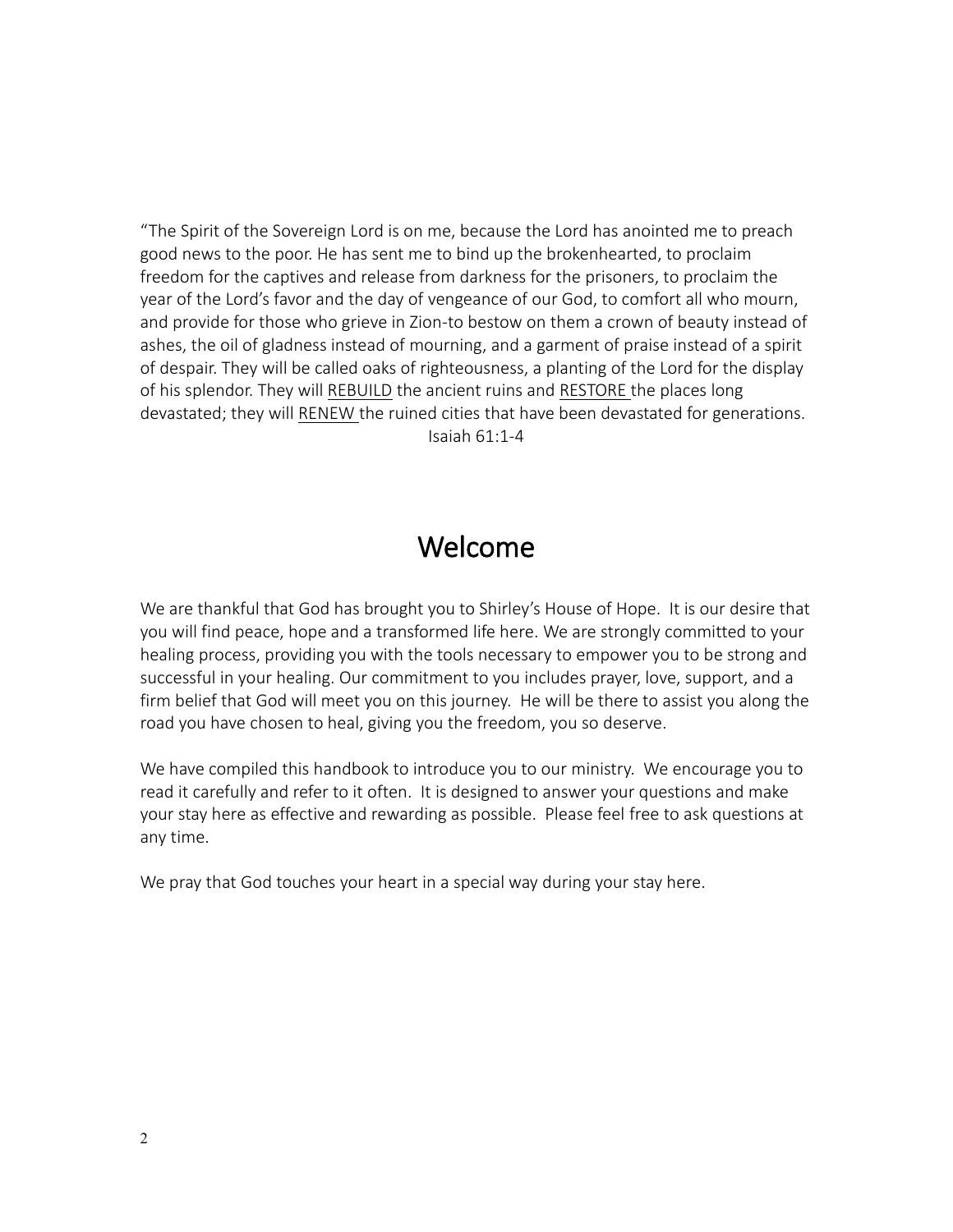"The Spirit of the Sovereign Lord is on me, because the Lord has anointed me to preach good news to the poor. He has sent me to bind up the brokenhearted, to proclaim freedom for the captives and release from darkness for the prisoners, to proclaim the year of the Lord's favor and the day of vengeance of our God, to comfort all who mourn, and provide for those who grieve in Zion-to bestow on them a crown of beauty instead of ashes, the oil of gladness instead of mourning, and a garment of praise instead of a spirit of despair. They will be called oaks of righteousness, a planting of the Lord for the display of his splendor. They will <u>REBUILD</u> the ancient ruins and <u>RESTORE</u> the places long devastated; they will <u>RENEW</u> the ruined cities that have been devastated for generations.

Isaiah 61:1-4

# Welcome

We are thankful that God has brought you to Shirley's House of Hope. It is our desire that you will find peace, hope and a transformed life here. We are strongly committed to your healing process, providing you with the tools necessary to empower you to be strong and successful in your healing. Our commitment to you includes prayer, love, support, and a firm belief that God will meet you on this journey. He will be there to assist you along the road you have chosen to heal, giving you the freedom, you so deserve.

We have compiled this handbook to introduce you to our ministry. We encourage you to read it carefully and refer to it often. It is designed to answer your questions and make your stay here as effective and rewarding as possible. Please feel free to ask questions at any time.

We pray that God touches your heart in a special way during your stay here.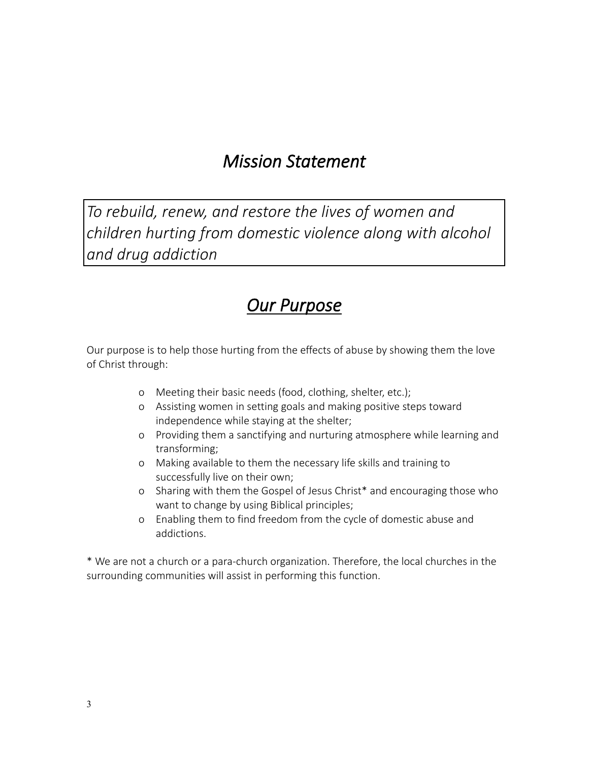# *Mission Statement*

*To rebuild, renew, and restore the lives of women and children hurting from domestic violence along with alcohol and drug addiction*

# *Our Purpose*

Our purpose is to help those hurting from the effects of abuse by showing them the love of Christ through:

- Meeting their basic needs (food, clothing, shelter, etc.);
- Assisting women in setting goals and making positive steps toward independence while staying at the shelter;
- Providing them a sanctifying and nurturing atmosphere while learning and transforming;
- Making available to them the necessary life skills and training to successfully live on their own;
- Sharing with them the Gospel of Jesus Christ* and encouraging those who want to change by using Biblical principles;
- Enabling them to find freedom from the cycle of domestic abuse and addictions.

* We are not a church or a para-church organization. Therefore, the local churches in the surrounding communities will assist in performing this function.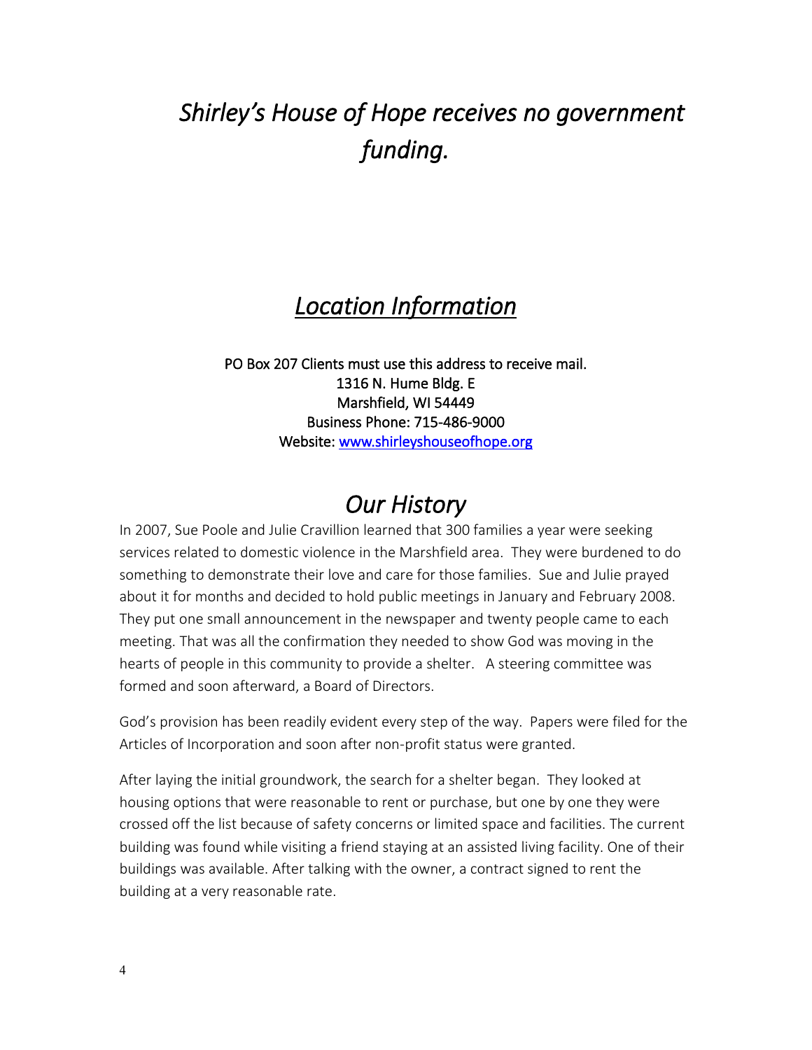# *Shirley's House of Hope receives no government funding.*

## *Location Information*

PO Box 207 Clients must use this address to receive mail.
1316 N. Hume Bldg. E
Marshfield, WI 54449
Business Phone: 715-486-9000
Website: [www.shirleyshouseofhope.org](http://www.shirleyshouseofhope.org)

## *Our History*

In 2007, Sue Poole and Julie Cravillion learned that 300 families a year were seeking services related to domestic violence in the Marshfield area. They were burdened to do something to demonstrate their love and care for those families. Sue and Julie prayed about it for months and decided to hold public meetings in January and February 2008. They put one small announcement in the newspaper and twenty people came to each meeting. That was all the confirmation they needed to show God was moving in the hearts of people in this community to provide a shelter. A steering committee was formed and soon afterward, a Board of Directors.

God's provision has been readily evident every step of the way. Papers were filed for the Articles of Incorporation and soon after non-profit status were granted.

After laying the initial groundwork, the search for a shelter began. They looked at housing options that were reasonable to rent or purchase, but one by one they were crossed off the list because of safety concerns or limited space and facilities. The current building was found while visiting a friend staying at an assisted living facility. One of their buildings was available. After talking with the owner, a contract signed to rent the building at a very reasonable rate.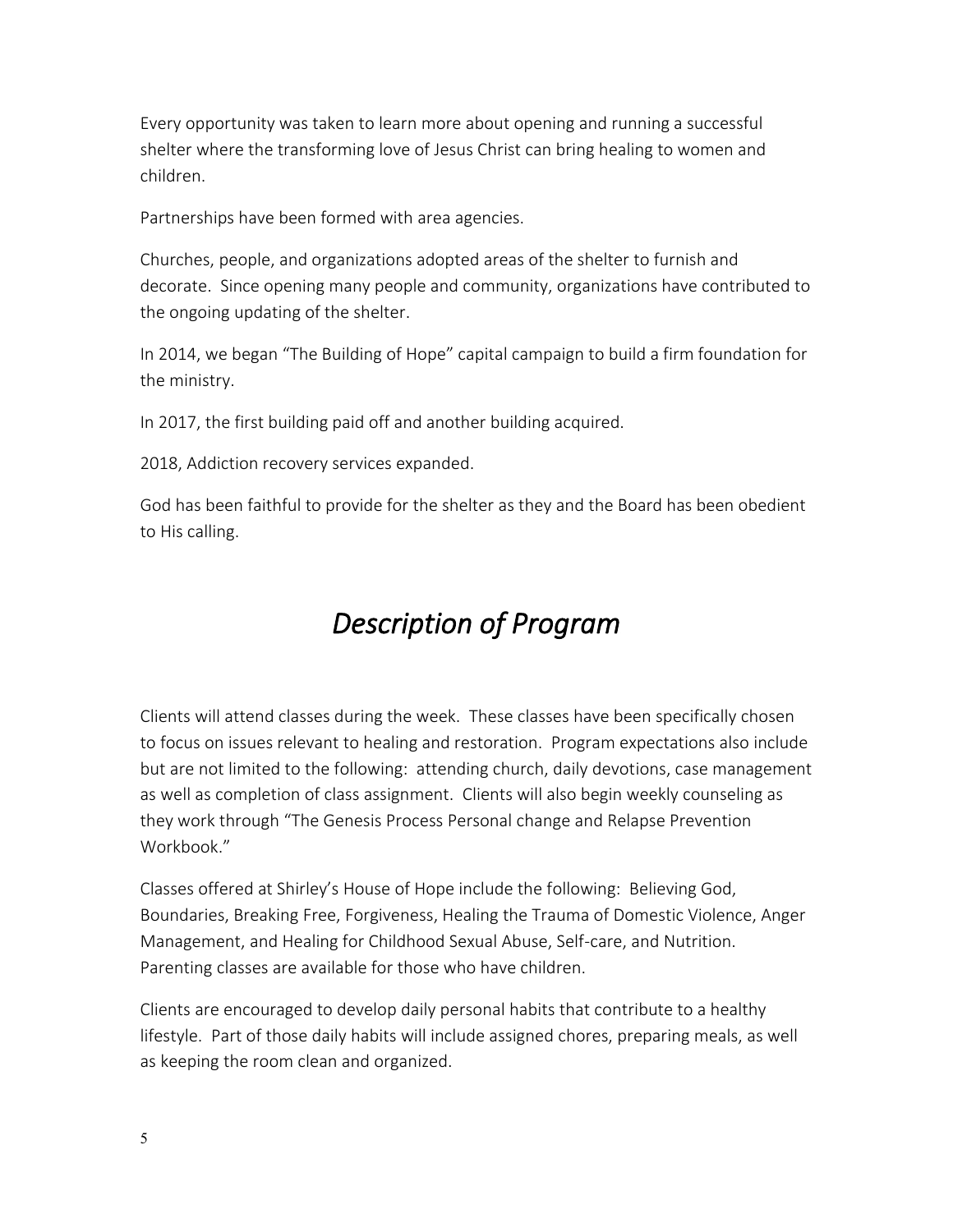Every opportunity was taken to learn more about opening and running a successful shelter where the transforming love of Jesus Christ can bring healing to women and children.

Partnerships have been formed with area agencies.

Churches, people, and organizations adopted areas of the shelter to furnish and decorate. Since opening many people and community, organizations have contributed to the ongoing updating of the shelter.

In 2014, we began "The Building of Hope" capital campaign to build a firm foundation for the ministry.

In 2017, the first building paid off and another building acquired.

2018, Addiction recovery services expanded.

God has been faithful to provide for the shelter as they and the Board has been obedient to His calling.

# *Description of Program*

Clients will attend classes during the week. These classes have been specifically chosen to focus on issues relevant to healing and restoration. Program expectations also include but are not limited to the following: attending church, daily devotions, case management as well as completion of class assignment. Clients will also begin weekly counseling as they work through "The Genesis Process Personal change and Relapse Prevention Workbook."

Classes offered at Shirley's House of Hope include the following: Believing God, Boundaries, Breaking Free, Forgiveness, Healing the Trauma of Domestic Violence, Anger Management, and Healing for Childhood Sexual Abuse, Self-care, and Nutrition. Parenting classes are available for those who have children.

Clients are encouraged to develop daily personal habits that contribute to a healthy lifestyle. Part of those daily habits will include assigned chores, preparing meals, as well as keeping the room clean and organized.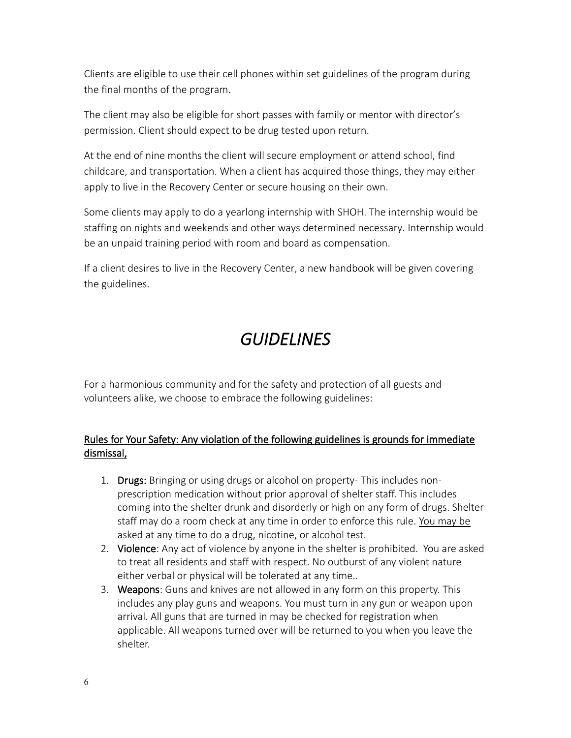Clients are eligible to use their cell phones within set guidelines of the program during the final months of the program.

The client may also be eligible for short passes with family or mentor with director's permission. Client should expect to be drug tested upon return.

At the end of nine months the client will secure employment or attend school, find childcare, and transportation. When a client has acquired those things, they may either apply to live in the Recovery Center or secure housing on their own.

Some clients may apply to do a yearlong internship with SHOH. The internship would be staffing on nights and weekends and other ways determined necessary. Internship would be an unpaid training period with room and board as compensation.

If a client desires to live in the Recovery Center, a new handbook will be given covering the guidelines.

# *GUIDELINES*

For a harmonious community and for the safety and protection of all guests and volunteers alike, we choose to embrace the following guidelines:

<u>Rules for Your Safety: Any violation of the following guidelines is grounds for immediate dismissal,</u>

1. **Drugs:** Bringing or using drugs or alcohol on property- This includes non-prescription medication without prior approval of shelter staff. This includes coming into the shelter drunk and disorderly or high on any form of drugs. Shelter staff may do a room check at any time in order to enforce this rule. <u>You may be asked at any time to do a drug, nicotine, or alcohol test.</u>
2. **Violence**: Any act of violence by anyone in the shelter is prohibited. You are asked to treat all residents and staff with respect. No outburst of any violent nature either verbal or physical will be tolerated at any time..
3. **Weapons**: Guns and knives are not allowed in any form on this property. This includes any play guns and weapons. You must turn in any gun or weapon upon arrival. All guns that are turned in may be checked for registration when applicable. All weapons turned over will be returned to you when you leave the shelter.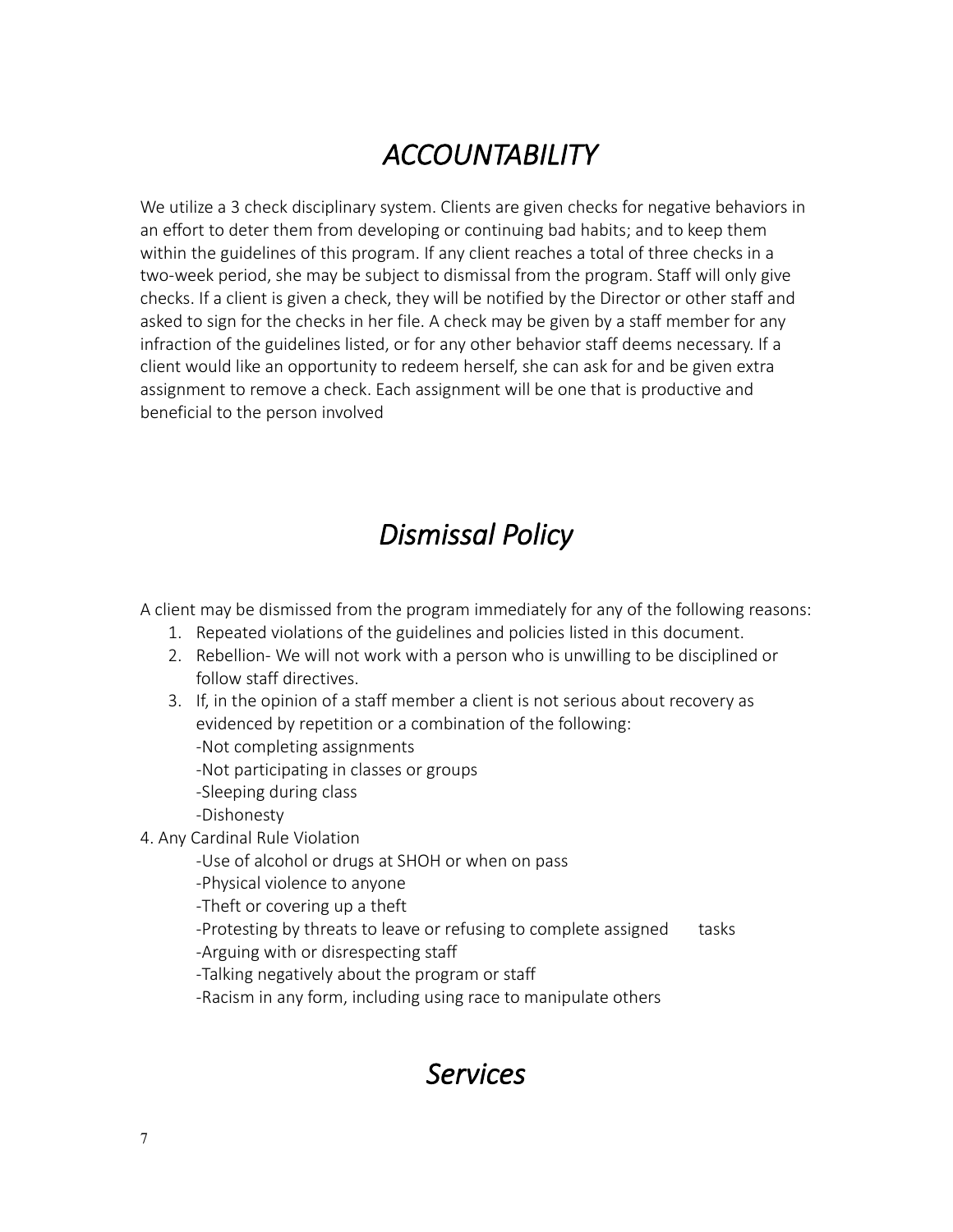# *ACCOUNTABILITY*

We utilize a 3 check disciplinary system. Clients are given checks for negative behaviors in an effort to deter them from developing or continuing bad habits; and to keep them within the guidelines of this program. If any client reaches a total of three checks in a two-week period, she may be subject to dismissal from the program. Staff will only give checks. If a client is given a check, they will be notified by the Director or other staff and asked to sign for the checks in her file. A check may be given by a staff member for any infraction of the guidelines listed, or for any other behavior staff deems necessary. If a client would like an opportunity to redeem herself, she can ask for and be given extra assignment to remove a check. Each assignment will be one that is productive and beneficial to the person involved

# *Dismissal Policy*

A client may be dismissed from the program immediately for any of the following reasons:

1. Repeated violations of the guidelines and policies listed in this document.
2. Rebellion- We will not work with a person who is unwilling to be disciplined or follow staff directives.
3. If, in the opinion of a staff member a client is not serious about recovery as evidenced by repetition or a combination of the following:
   - -Not completing assignments
   - -Not participating in classes or groups
   - -Sleeping during class
   - -Dishonesty

4. Any Cardinal Rule Violation
   - -Use of alcohol or drugs at SHOH or when on pass
   - -Physical violence to anyone
   - -Theft or covering up a theft
   - -Protesting by threats to leave or refusing to complete assigned tasks
   - -Arguing with or disrespecting staff
   - -Talking negatively about the program or staff
   - -Racism in any form, including using race to manipulate others

# *Services*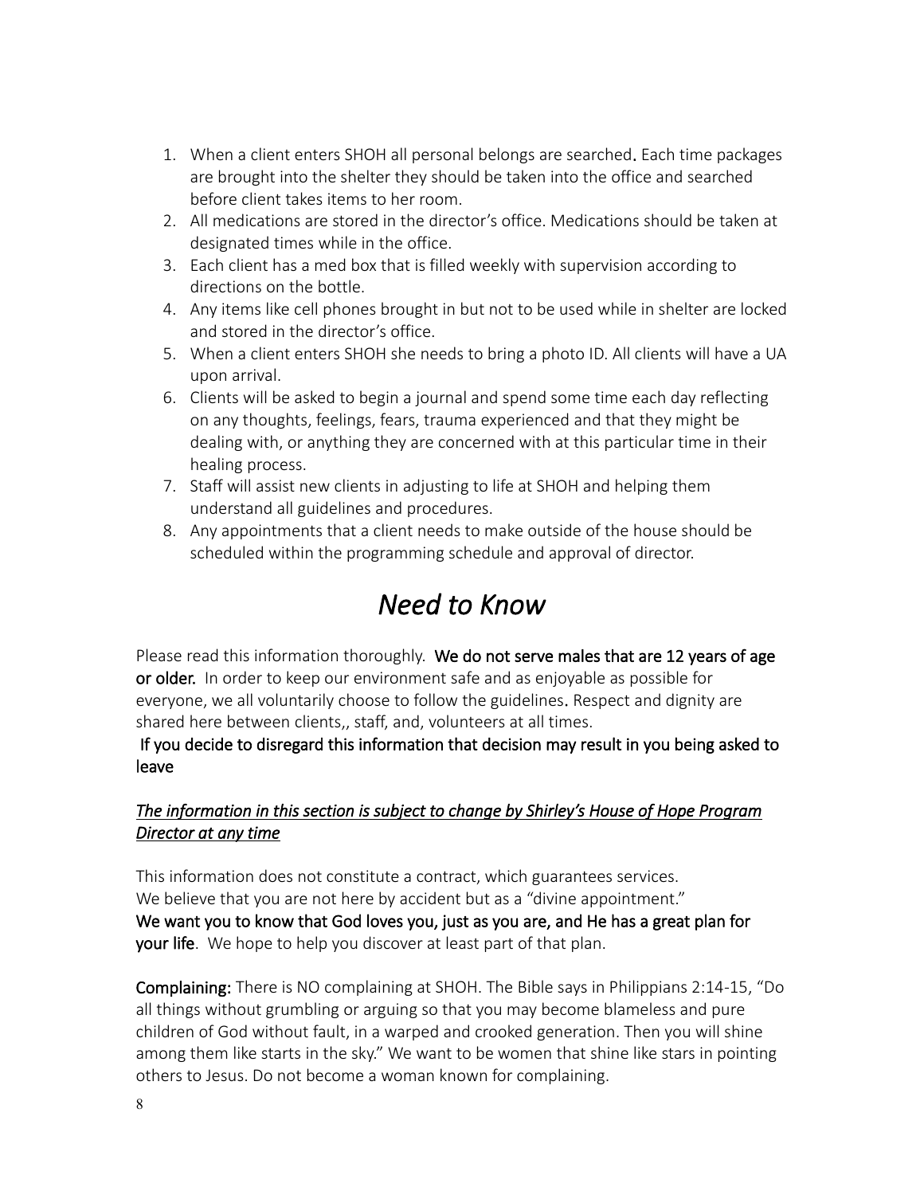1. When a client enters SHOH all personal belongs are searched. Each time packages are brought into the shelter they should be taken into the office and searched before client takes items to her room.
2. All medications are stored in the director's office. Medications should be taken at designated times while in the office.
3. Each client has a med box that is filled weekly with supervision according to directions on the bottle.
4. Any items like cell phones brought in but not to be used while in shelter are locked and stored in the director's office.
5. When a client enters SHOH she needs to bring a photo ID. All clients will have a UA upon arrival.
6. Clients will be asked to begin a journal and spend some time each day reflecting on any thoughts, feelings, fears, trauma experienced and that they might be dealing with, or anything they are concerned with at this particular time in their healing process.
7. Staff will assist new clients in adjusting to life at SHOH and helping them understand all guidelines and procedures.
8. Any appointments that a client needs to make outside of the house should be scheduled within the programming schedule and approval of director.

# *Need to Know*

Please read this information thoroughly. **We do not serve males that are 12 years of age or older.** In order to keep our environment safe and as enjoyable as possible for everyone, we all voluntarily choose to follow the guidelines. Respect and dignity are shared here between clients,, staff, and, volunteers at all times.

**If you decide to disregard this information that decision may result in you being asked to leave**

***<u>The information in this section is subject to change by Shirley's House of Hope Program Director at any time</u>***

This information does not constitute a contract, which guarantees services.
We believe that you are not here by accident but as a "divine appointment."
**We want you to know that God loves you, just as you are, and He has a great plan for your life**. We hope to help you discover at least part of that plan.

**Complaining:** There is NO complaining at SHOH. The Bible says in Philippians 2:14-15, "Do all things without grumbling or arguing so that you may become blameless and pure children of God without fault, in a warped and crooked generation. Then you will shine among them like starts in the sky." We want to be women that shine like stars in pointing others to Jesus. Do not become a woman known for complaining.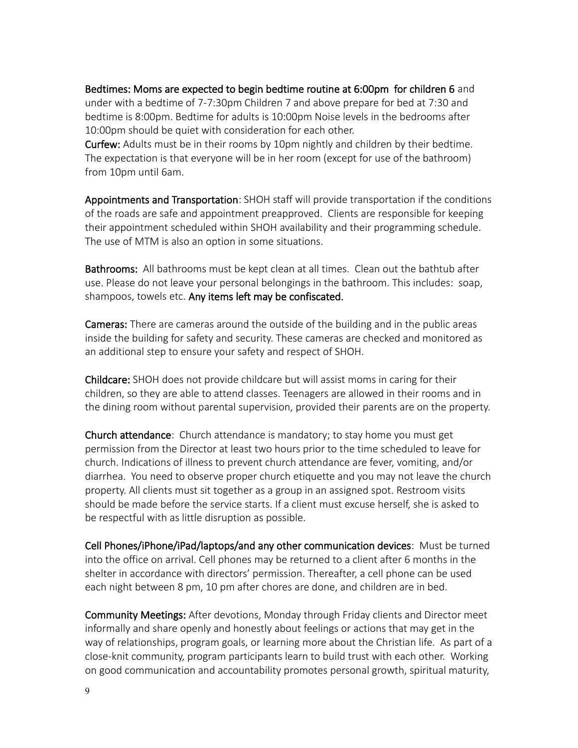**Bedtimes: Moms are expected to begin bedtime routine at 6:00pm for children 6** and under with a bedtime of 7-7:30pm Children 7 and above prepare for bed at 7:30 and bedtime is 8:00pm. Bedtime for adults is 10:00pm Noise levels in the bedrooms after 10:00pm should be quiet with consideration for each other.

**Curfew:** Adults must be in their rooms by 10pm nightly and children by their bedtime. The expectation is that everyone will be in her room (except for use of the bathroom) from 10pm until 6am.

**Appointments and Transportation**: SHOH staff will provide transportation if the conditions of the roads are safe and appointment preapproved. Clients are responsible for keeping their appointment scheduled within SHOH availability and their programming schedule. The use of MTM is also an option in some situations.

**Bathrooms:** All bathrooms must be kept clean at all times. Clean out the bathtub after use. Please do not leave your personal belongings in the bathroom. This includes: soap, shampoos, towels etc. **Any items left may be confiscated.**

**Cameras:** There are cameras around the outside of the building and in the public areas inside the building for safety and security. These cameras are checked and monitored as an additional step to ensure your safety and respect of SHOH.

**Childcare:** SHOH does not provide childcare but will assist moms in caring for their children, so they are able to attend classes. Teenagers are allowed in their rooms and in the dining room without parental supervision, provided their parents are on the property.

**Church attendance**: Church attendance is mandatory; to stay home you must get permission from the Director at least two hours prior to the time scheduled to leave for church. Indications of illness to prevent church attendance are fever, vomiting, and/or diarrhea. You need to observe proper church etiquette and you may not leave the church property. All clients must sit together as a group in an assigned spot. Restroom visits should be made before the service starts. If a client must excuse herself, she is asked to be respectful with as little disruption as possible.

**Cell Phones/iPhone/iPad/laptops/and any other communication devices**: Must be turned into the office on arrival. Cell phones may be returned to a client after 6 months in the shelter in accordance with directors' permission. Thereafter, a cell phone can be used each night between 8 pm, 10 pm after chores are done, and children are in bed.

**Community Meetings:** After devotions, Monday through Friday clients and Director meet informally and share openly and honestly about feelings or actions that may get in the way of relationships, program goals, or learning more about the Christian life. As part of a close-knit community, program participants learn to build trust with each other. Working on good communication and accountability promotes personal growth, spiritual maturity,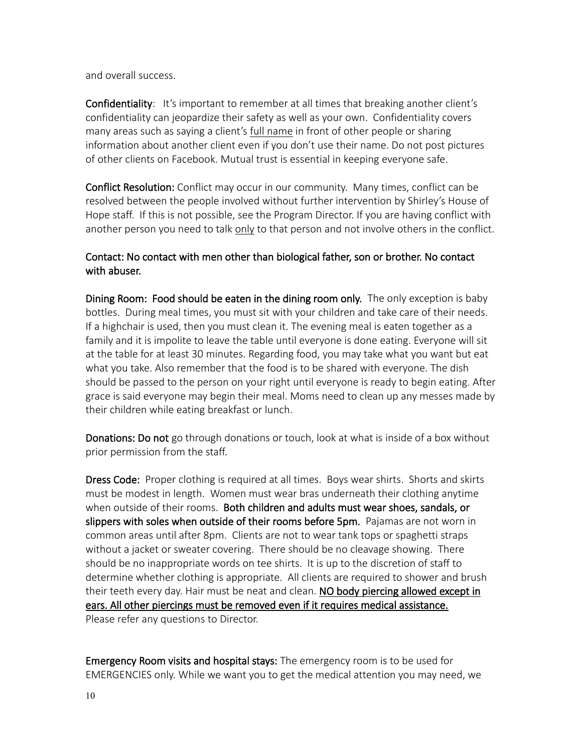and overall success.

**Confidentiality**: It's important to remember at all times that breaking another client's confidentiality can jeopardize their safety as well as your own. Confidentiality covers many areas such as saying a client's <u>full name</u> in front of other people or sharing information about another client even if you don't use their name. Do not post pictures of other clients on Facebook. Mutual trust is essential in keeping everyone safe.

**Conflict Resolution:** Conflict may occur in our community. Many times, conflict can be resolved between the people involved without further intervention by Shirley's House of Hope staff. If this is not possible, see the Program Director. If you are having conflict with another person you need to talk <u>only</u> to that person and not involve others in the conflict.

**Contact: No contact with men other than biological father, son or brother. No contact with abuser.**

**Dining Room: Food should be eaten in the dining room only.** The only exception is baby bottles. During meal times, you must sit with your children and take care of their needs. If a highchair is used, then you must clean it. The evening meal is eaten together as a family and it is impolite to leave the table until everyone is done eating. Everyone will sit at the table for at least 30 minutes. Regarding food, you may take what you want but eat what you take. Also remember that the food is to be shared with everyone. The dish should be passed to the person on your right until everyone is ready to begin eating. After grace is said everyone may begin their meal. Moms need to clean up any messes made by their children while eating breakfast or lunch.

**Donations: Do not** go through donations or touch, look at what is inside of a box without prior permission from the staff.

**Dress Code:** Proper clothing is required at all times. Boys wear shirts. Shorts and skirts must be modest in length. Women must wear bras underneath their clothing anytime when outside of their rooms. **Both children and adults must wear shoes, sandals, or slippers with soles when outside of their rooms before 5pm.** Pajamas are not worn in common areas until after 8pm. Clients are not to wear tank tops or spaghetti straps without a jacket or sweater covering. There should be no cleavage showing. There should be no inappropriate words on tee shirts. It is up to the discretion of staff to determine whether clothing is appropriate. All clients are required to shower and brush their teeth every day. Hair must be neat and clean. <u>**NO body piercing allowed except in ears. All other piercings must be removed even if it requires medical assistance.**</u> Please refer any questions to Director.

**Emergency Room visits and hospital stays:** The emergency room is to be used for EMERGENCIES only. While we want you to get the medical attention you may need, we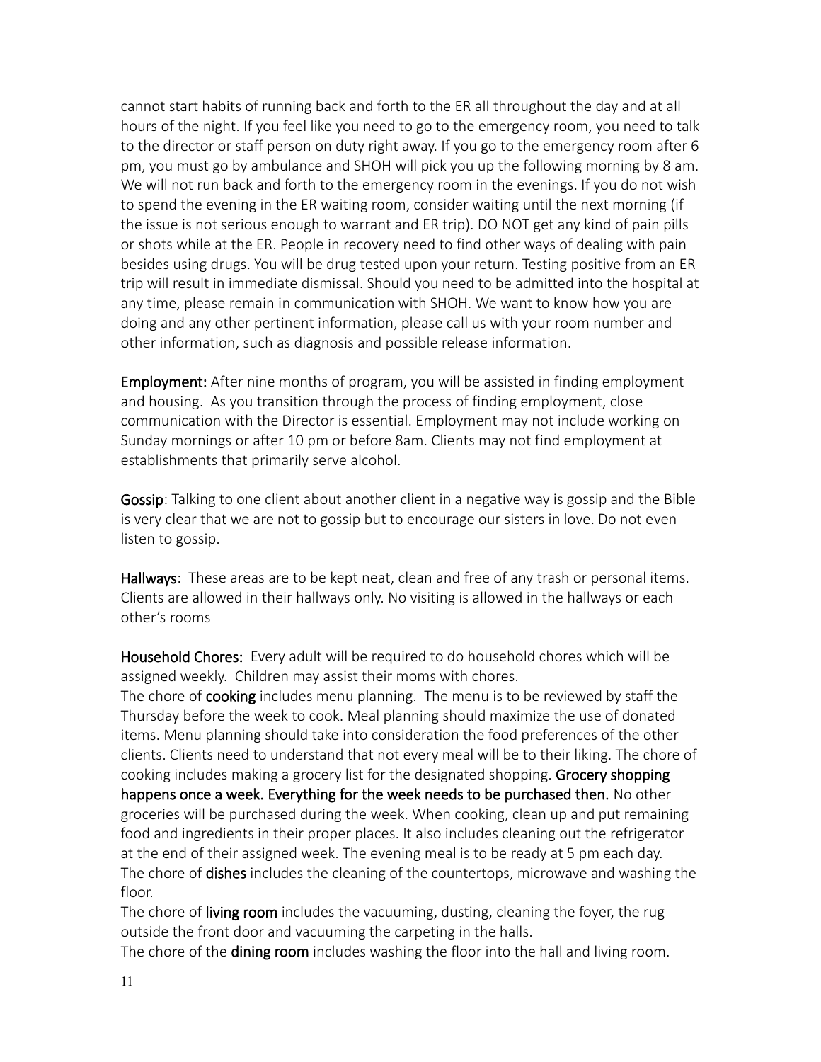cannot start habits of running back and forth to the ER all throughout the day and at all hours of the night. If you feel like you need to go to the emergency room, you need to talk to the director or staff person on duty right away. If you go to the emergency room after 6 pm, you must go by ambulance and SHOH will pick you up the following morning by 8 am. We will not run back and forth to the emergency room in the evenings. If you do not wish to spend the evening in the ER waiting room, consider waiting until the next morning (if the issue is not serious enough to warrant and ER trip). DO NOT get any kind of pain pills or shots while at the ER. People in recovery need to find other ways of dealing with pain besides using drugs. You will be drug tested upon your return. Testing positive from an ER trip will result in immediate dismissal. Should you need to be admitted into the hospital at any time, please remain in communication with SHOH. We want to know how you are doing and any other pertinent information, please call us with your room number and other information, such as diagnosis and possible release information.

**Employment:** After nine months of program, you will be assisted in finding employment and housing. As you transition through the process of finding employment, close communication with the Director is essential. Employment may not include working on Sunday mornings or after 10 pm or before 8am. Clients may not find employment at establishments that primarily serve alcohol.

**Gossip**: Talking to one client about another client in a negative way is gossip and the Bible is very clear that we are not to gossip but to encourage our sisters in love. Do not even listen to gossip.

**Hallways**: These areas are to be kept neat, clean and free of any trash or personal items. Clients are allowed in their hallways only. No visiting is allowed in the hallways or each other's rooms

**Household Chores:** Every adult will be required to do household chores which will be assigned weekly. Children may assist their moms with chores.

The chore of **cooking** includes menu planning. The menu is to be reviewed by staff the Thursday before the week to cook. Meal planning should maximize the use of donated items. Menu planning should take into consideration the food preferences of the other clients. Clients need to understand that not every meal will be to their liking. The chore of cooking includes making a grocery list for the designated shopping. **Grocery shopping happens once a week. Everything for the week needs to be purchased then.** No other groceries will be purchased during the week. When cooking, clean up and put remaining food and ingredients in their proper places. It also includes cleaning out the refrigerator at the end of their assigned week. The evening meal is to be ready at 5 pm each day.

The chore of **dishes** includes the cleaning of the countertops, microwave and washing the floor.

The chore of **living room** includes the vacuuming, dusting, cleaning the foyer, the rug outside the front door and vacuuming the carpeting in the halls.

The chore of the **dining room** includes washing the floor into the hall and living room.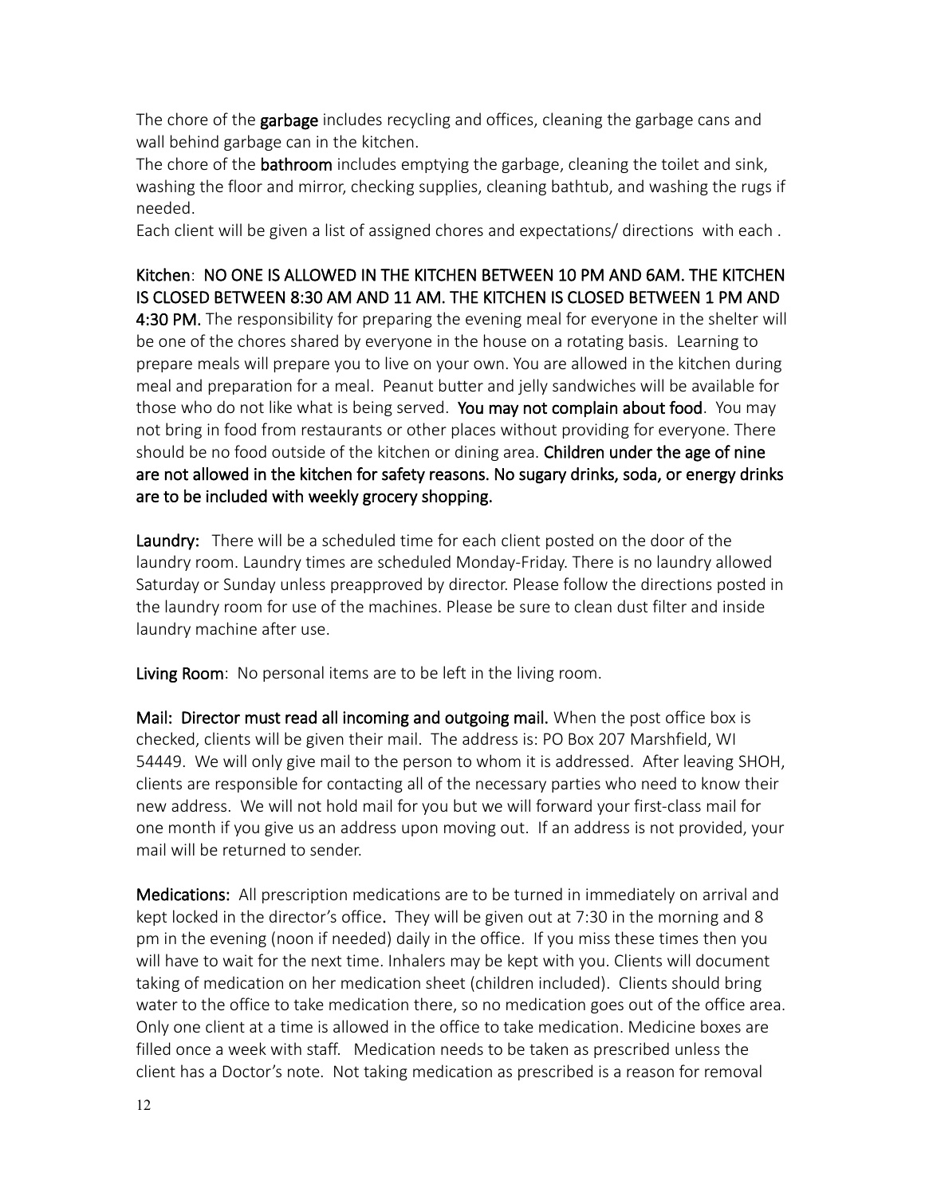The chore of the **garbage** includes recycling and offices, cleaning the garbage cans and wall behind garbage can in the kitchen.
The chore of the **bathroom** includes emptying the garbage, cleaning the toilet and sink, washing the floor and mirror, checking supplies, cleaning bathtub, and washing the rugs if needed.
Each client will be given a list of assigned chores and expectations/ directions with each .

**Kitchen**: **NO ONE IS ALLOWED IN THE KITCHEN BETWEEN 10 PM AND 6AM. THE KITCHEN IS CLOSED BETWEEN 8:30 AM AND 11 AM. THE KITCHEN IS CLOSED BETWEEN 1 PM AND 4:30 PM.** The responsibility for preparing the evening meal for everyone in the shelter will be one of the chores shared by everyone in the house on a rotating basis. Learning to prepare meals will prepare you to live on your own. You are allowed in the kitchen during meal and preparation for a meal. Peanut butter and jelly sandwiches will be available for those who do not like what is being served. **You may not complain about food**. You may not bring in food from restaurants or other places without providing for everyone. There should be no food outside of the kitchen or dining area. **Children under the age of nine are not allowed in the kitchen for safety reasons. No sugary drinks, soda, or energy drinks are to be included with weekly grocery shopping.**

**Laundry:** There will be a scheduled time for each client posted on the door of the laundry room. Laundry times are scheduled Monday-Friday. There is no laundry allowed Saturday or Sunday unless preapproved by director. Please follow the directions posted in the laundry room for use of the machines. Please be sure to clean dust filter and inside laundry machine after use.

**Living Room**: No personal items are to be left in the living room.

**Mail: Director must read all incoming and outgoing mail.** When the post office box is checked, clients will be given their mail. The address is: PO Box 207 Marshfield, WI 54449. We will only give mail to the person to whom it is addressed. After leaving SHOH, clients are responsible for contacting all of the necessary parties who need to know their new address. We will not hold mail for you but we will forward your first-class mail for one month if you give us an address upon moving out. If an address is not provided, your mail will be returned to sender.

**Medications:** All prescription medications are to be turned in immediately on arrival and kept locked in the director's office. They will be given out at 7:30 in the morning and 8 pm in the evening (noon if needed) daily in the office. If you miss these times then you will have to wait for the next time. Inhalers may be kept with you. Clients will document taking of medication on her medication sheet (children included). Clients should bring water to the office to take medication there, so no medication goes out of the office area. Only one client at a time is allowed in the office to take medication. Medicine boxes are filled once a week with staff. Medication needs to be taken as prescribed unless the client has a Doctor's note. Not taking medication as prescribed is a reason for removal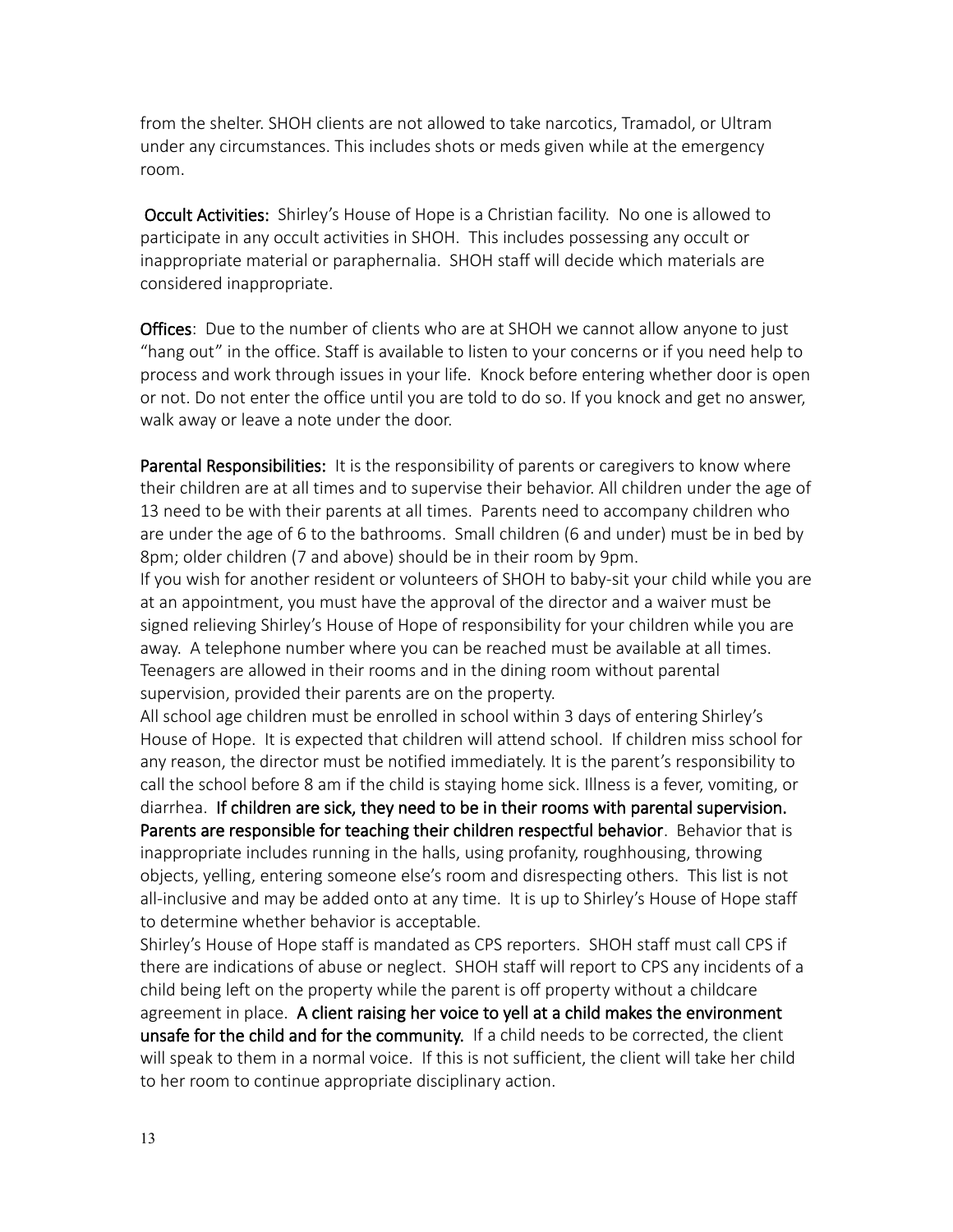from the shelter. SHOH clients are not allowed to take narcotics, Tramadol, or Ultram under any circumstances. This includes shots or meds given while at the emergency room.

**Occult Activities:** Shirley's House of Hope is a Christian facility. No one is allowed to participate in any occult activities in SHOH. This includes possessing any occult or inappropriate material or paraphernalia. SHOH staff will decide which materials are considered inappropriate.

**Offices**: Due to the number of clients who are at SHOH we cannot allow anyone to just "hang out" in the office. Staff is available to listen to your concerns or if you need help to process and work through issues in your life. Knock before entering whether door is open or not. Do not enter the office until you are told to do so. If you knock and get no answer, walk away or leave a note under the door.

**Parental Responsibilities:** It is the responsibility of parents or caregivers to know where their children are at all times and to supervise their behavior. All children under the age of 13 need to be with their parents at all times. Parents need to accompany children who are under the age of 6 to the bathrooms. Small children (6 and under) must be in bed by 8pm; older children (7 and above) should be in their room by 9pm.

If you wish for another resident or volunteers of SHOH to baby-sit your child while you are at an appointment, you must have the approval of the director and a waiver must be signed relieving Shirley's House of Hope of responsibility for your children while you are away. A telephone number where you can be reached must be available at all times. Teenagers are allowed in their rooms and in the dining room without parental supervision, provided their parents are on the property.

All school age children must be enrolled in school within 3 days of entering Shirley's House of Hope. It is expected that children will attend school. If children miss school for any reason, the director must be notified immediately. It is the parent's responsibility to call the school before 8 am if the child is staying home sick. Illness is a fever, vomiting, or diarrhea. **If children are sick, they need to be in their rooms with parental supervision. Parents are responsible for teaching their children respectful behavior**. Behavior that is inappropriate includes running in the halls, using profanity, roughhousing, throwing objects, yelling, entering someone else's room and disrespecting others. This list is not all-inclusive and may be added onto at any time. It is up to Shirley's House of Hope staff to determine whether behavior is acceptable.

Shirley's House of Hope staff is mandated as CPS reporters. SHOH staff must call CPS if there are indications of abuse or neglect. SHOH staff will report to CPS any incidents of a child being left on the property while the parent is off property without a childcare agreement in place. **A client raising her voice to yell at a child makes the environment unsafe for the child and for the community.** If a child needs to be corrected, the client will speak to them in a normal voice. If this is not sufficient, the client will take her child to her room to continue appropriate disciplinary action.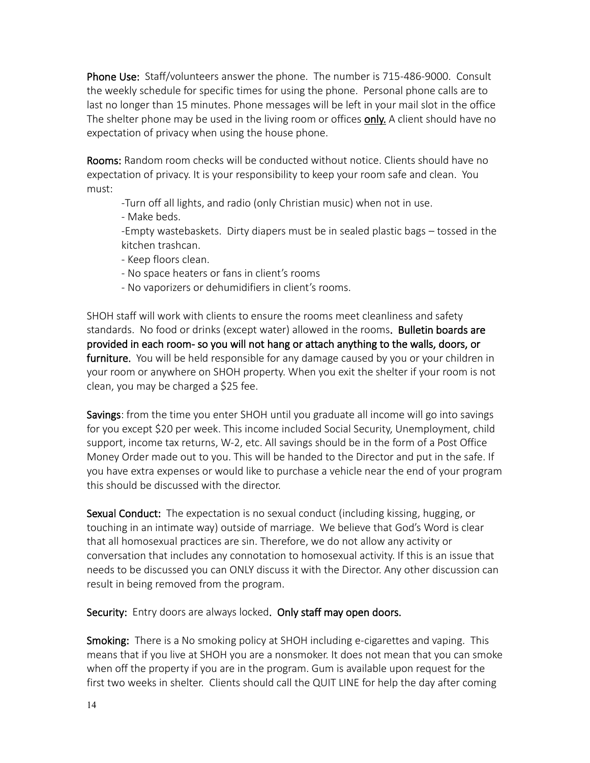**Phone Use:** Staff/volunteers answer the phone. The number is 715-486-9000. Consult the weekly schedule for specific times for using the phone. Personal phone calls are to last no longer than 15 minutes. Phone messages will be left in your mail slot in the office The shelter phone may be used in the living room or offices **only.** A client should have no expectation of privacy when using the house phone.

**Rooms:** Random room checks will be conducted without notice. Clients should have no expectation of privacy. It is your responsibility to keep your room safe and clean. You must:

- Turn off all lights, and radio (only Christian music) when not in use.
- Make beds.
- Empty wastebaskets. Dirty diapers must be in sealed plastic bags – tossed in the kitchen trashcan.
- Keep floors clean.
- No space heaters or fans in client's rooms
- No vaporizers or dehumidifiers in client's rooms.

SHOH staff will work with clients to ensure the rooms meet cleanliness and safety standards. No food or drinks (except water) allowed in the rooms. **Bulletin boards are provided in each room- so you will not hang or attach anything to the walls, doors, or furniture.** You will be held responsible for any damage caused by you or your children in your room or anywhere on SHOH property. When you exit the shelter if your room is not clean, you may be charged a $25 fee.

**Savings**: from the time you enter SHOH until you graduate all income will go into savings for you except $20 per week. This income included Social Security, Unemployment, child support, income tax returns, W-2, etc. All savings should be in the form of a Post Office Money Order made out to you. This will be handed to the Director and put in the safe. If you have extra expenses or would like to purchase a vehicle near the end of your program this should be discussed with the director.

**Sexual Conduct:** The expectation is no sexual conduct (including kissing, hugging, or touching in an intimate way) outside of marriage. We believe that God's Word is clear that all homosexual practices are sin. Therefore, we do not allow any activity or conversation that includes any connotation to homosexual activity. If this is an issue that needs to be discussed you can ONLY discuss it with the Director. Any other discussion can result in being removed from the program.

**Security:** Entry doors are always locked. **Only staff may open doors.**

**Smoking:** There is a No smoking policy at SHOH including e-cigarettes and vaping. This means that if you live at SHOH you are a nonsmoker. It does not mean that you can smoke when off the property if you are in the program. Gum is available upon request for the first two weeks in shelter. Clients should call the QUIT LINE for help the day after coming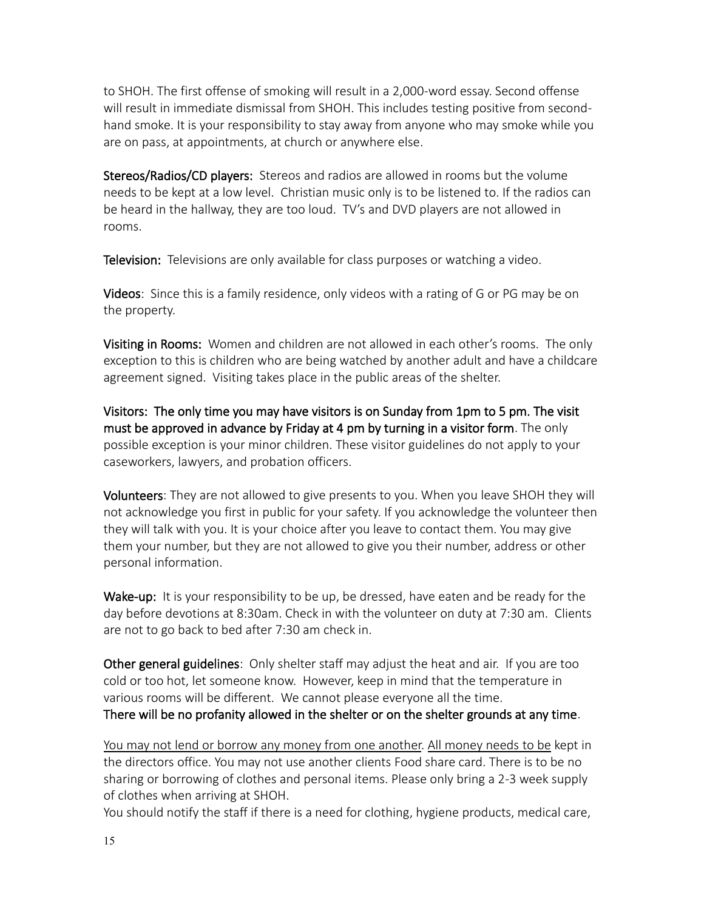to SHOH. The first offense of smoking will result in a 2,000-word essay. Second offense will result in immediate dismissal from SHOH. This includes testing positive from second-hand smoke. It is your responsibility to stay away from anyone who may smoke while you are on pass, at appointments, at church or anywhere else.

**Stereos/Radios/CD players:** Stereos and radios are allowed in rooms but the volume needs to be kept at a low level. Christian music only is to be listened to. If the radios can be heard in the hallway, they are too loud. TV's and DVD players are not allowed in rooms.

**Television:** Televisions are only available for class purposes or watching a video.

**Videos**: Since this is a family residence, only videos with a rating of G or PG may be on the property.

**Visiting in Rooms:** Women and children are not allowed in each other's rooms. The only exception to this is children who are being watched by another adult and have a childcare agreement signed. Visiting takes place in the public areas of the shelter.

**Visitors: The only time you may have visitors is on Sunday from 1pm to 5 pm. The visit must be approved in advance by Friday at 4 pm by turning in a visitor form**. The only possible exception is your minor children. These visitor guidelines do not apply to your caseworkers, lawyers, and probation officers.

**Volunteers**: They are not allowed to give presents to you. When you leave SHOH they will not acknowledge you first in public for your safety. If you acknowledge the volunteer then they will talk with you. It is your choice after you leave to contact them. You may give them your number, but they are not allowed to give you their number, address or other personal information.

**Wake-up:** It is your responsibility to be up, be dressed, have eaten and be ready for the day before devotions at 8:30am. Check in with the volunteer on duty at 7:30 am. Clients are not to go back to bed after 7:30 am check in.

**Other general guidelines**: Only shelter staff may adjust the heat and air. If you are too cold or too hot, let someone know. However, keep in mind that the temperature in various rooms will be different. We cannot please everyone all the time.
**There will be no profanity allowed in the shelter or on the shelter grounds at any time**.

<u>You may not lend or borrow any money from one another</u>. <u>All money needs to be</u> kept in the directors office. You may not use another clients Food share card. There is to be no sharing or borrowing of clothes and personal items. Please only bring a 2-3 week supply of clothes when arriving at SHOH.
You should notify the staff if there is a need for clothing, hygiene products, medical care,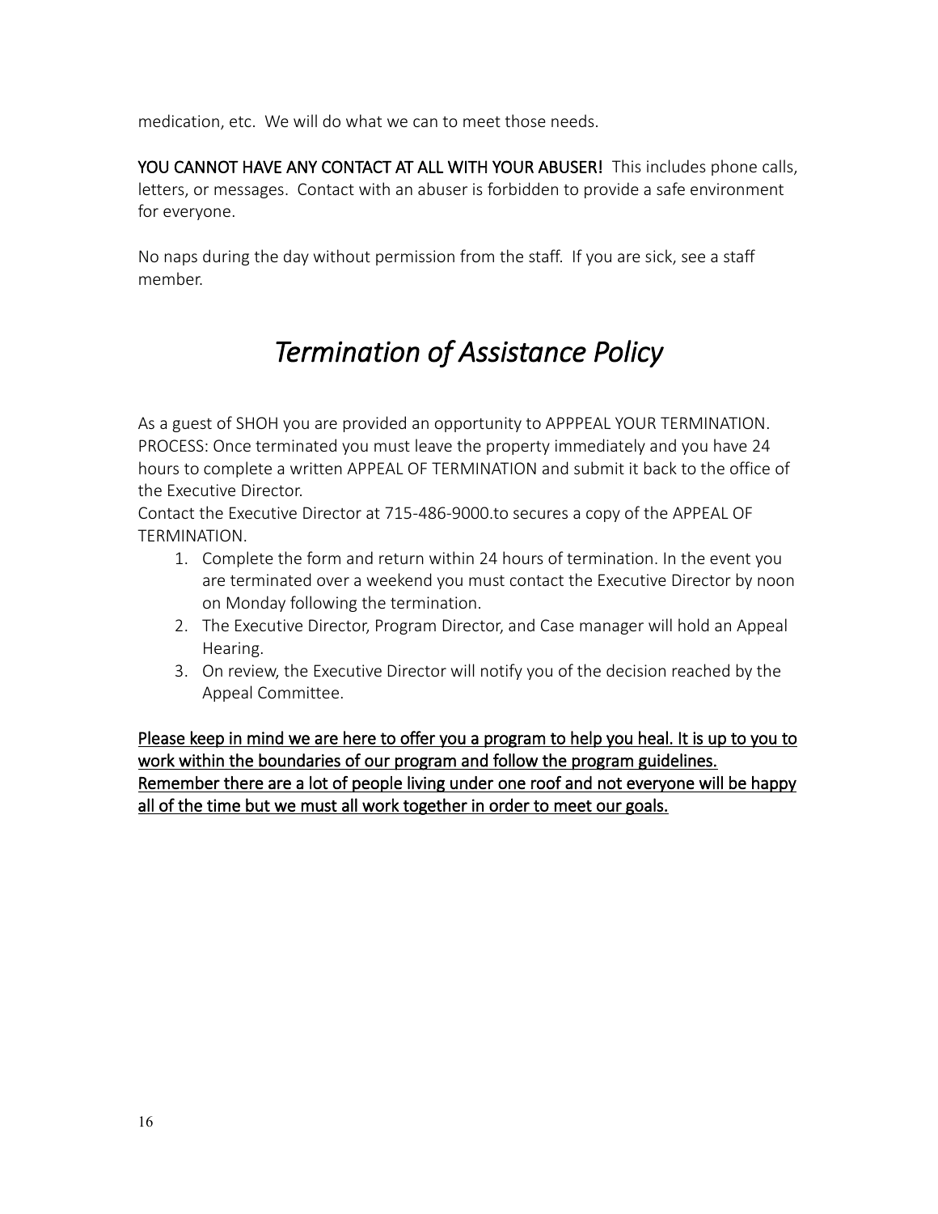medication, etc.  We will do what we can to meet those needs.

**YOU CANNOT HAVE ANY CONTACT AT ALL WITH YOUR ABUSER!** This includes phone calls, letters, or messages.  Contact with an abuser is forbidden to provide a safe environment for everyone.

No naps during the day without permission from the staff.  If you are sick, see a staff member.

# *Termination of Assistance Policy*

As a guest of SHOH you are provided an opportunity to APPPEAL YOUR TERMINATION.
PROCESS: Once terminated you must leave the property immediately and you have 24 hours to complete a written APPEAL OF TERMINATION and submit it back to the office of the Executive Director.
Contact the Executive Director at 715-486-9000.to secures a copy of the APPEAL OF TERMINATION.

1. Complete the form and return within 24 hours of termination. In the event you are terminated over a weekend you must contact the Executive Director by noon on Monday following the termination.
2. The Executive Director, Program Director, and Case manager will hold an Appeal Hearing.
3. On review, the Executive Director will notify you of the decision reached by the Appeal Committee.

<u>Please keep in mind we are here to offer you a program to help you heal. It is up to you to work within the boundaries of our program and follow the program guidelines. Remember there are a lot of people living under one roof and not everyone will be happy all of the time but we must all work together in order to meet our goals.</u>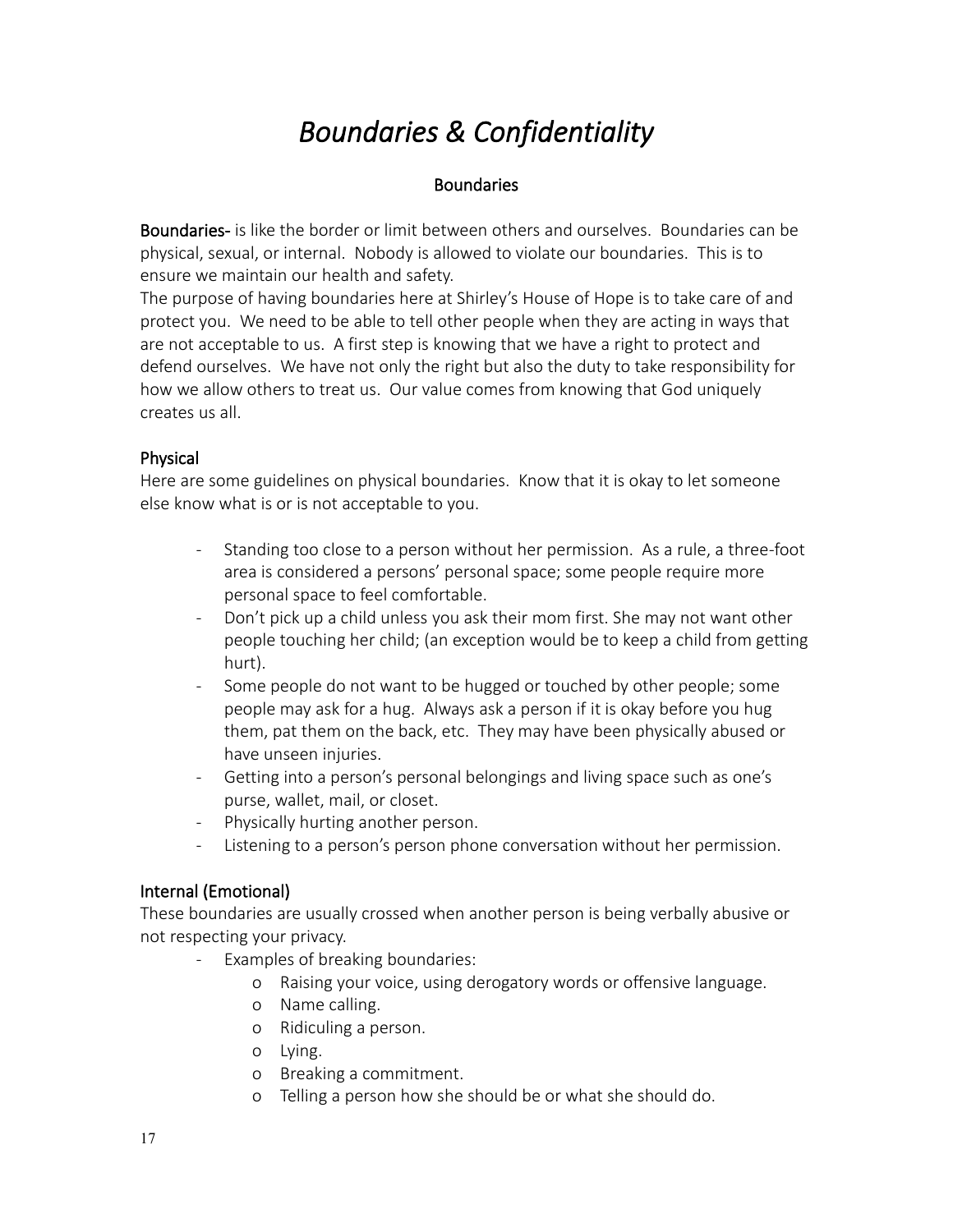# *Boundaries & Confidentiality*

## Boundaries

**Boundaries-** is like the border or limit between others and ourselves. Boundaries can be physical, sexual, or internal. Nobody is allowed to violate our boundaries. This is to ensure we maintain our health and safety.

The purpose of having boundaries here at Shirley's House of Hope is to take care of and protect you. We need to be able to tell other people when they are acting in ways that are not acceptable to us. A first step is knowing that we have a right to protect and defend ourselves. We have not only the right but also the duty to take responsibility for how we allow others to treat us. Our value comes from knowing that God uniquely creates us all.

### Physical

Here are some guidelines on physical boundaries. Know that it is okay to let someone else know what is or is not acceptable to you.

- Standing too close to a person without her permission. As a rule, a three-foot area is considered a persons' personal space; some people require more personal space to feel comfortable.
- Don't pick up a child unless you ask their mom first. She may not want other people touching her child; (an exception would be to keep a child from getting hurt).
- Some people do not want to be hugged or touched by other people; some people may ask for a hug. Always ask a person if it is okay before you hug them, pat them on the back, etc. They may have been physically abused or have unseen injuries.
- Getting into a person's personal belongings and living space such as one's purse, wallet, mail, or closet.
- Physically hurting another person.
- Listening to a person's person phone conversation without her permission.

### Internal (Emotional)

These boundaries are usually crossed when another person is being verbally abusive or not respecting your privacy.

- Examples of breaking boundaries:
  - Raising your voice, using derogatory words or offensive language.
  - Name calling.
  - Ridiculing a person.
  - Lying.
  - Breaking a commitment.
  - Telling a person how she should be or what she should do.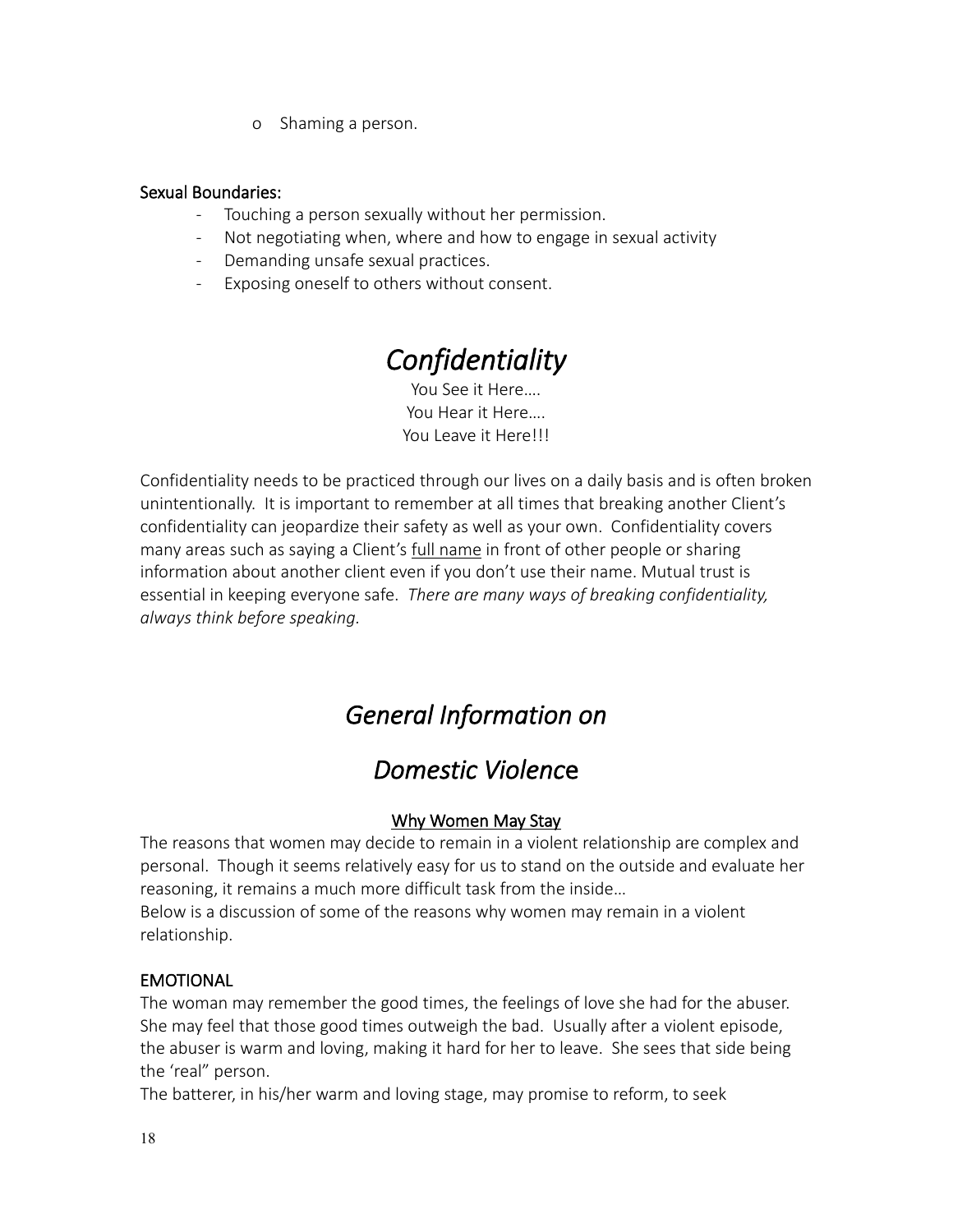- Shaming a person.

**Sexual Boundaries:**

- Touching a person sexually without her permission.
- Not negotiating when, where and how to engage in sexual activity
- Demanding unsafe sexual practices.
- Exposing oneself to others without consent.

# *Confidentiality*

You See it Here….
You Hear it Here….
You Leave it Here!!!

Confidentiality needs to be practiced through our lives on a daily basis and is often broken unintentionally. It is important to remember at all times that breaking another Client's confidentiality can jeopardize their safety as well as your own. Confidentiality covers many areas such as saying a Client's <u>full name</u> in front of other people or sharing information about another client even if you don't use their name. Mutual trust is essential in keeping everyone safe. *There are many ways of breaking confidentiality, always think before speaking.*

# *General Information on Domestic Violence*

## <u>Why Women May Stay</u>

The reasons that women may decide to remain in a violent relationship are complex and personal. Though it seems relatively easy for us to stand on the outside and evaluate her reasoning, it remains a much more difficult task from the inside…
Below is a discussion of some of the reasons why women may remain in a violent relationship.

**EMOTIONAL**

The woman may remember the good times, the feelings of love she had for the abuser. She may feel that those good times outweigh the bad. Usually after a violent episode, the abuser is warm and loving, making it hard for her to leave. She sees that side being the 'real" person.
The batterer, in his/her warm and loving stage, may promise to reform, to seek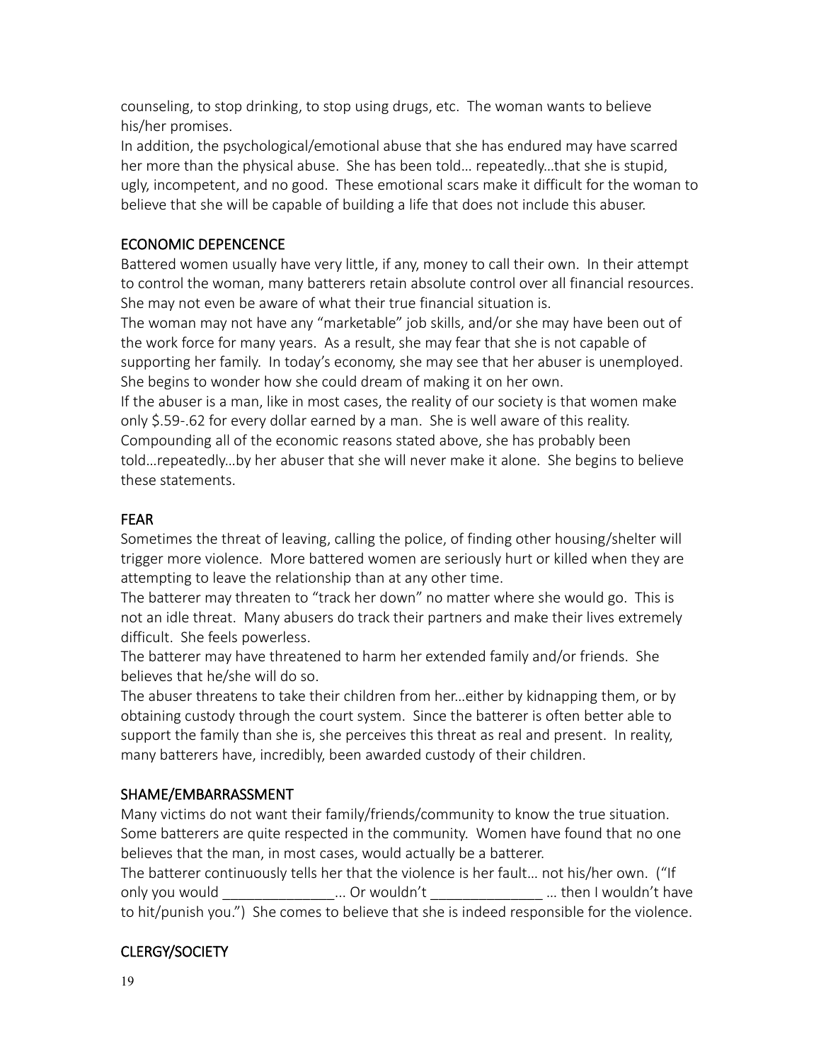counseling, to stop drinking, to stop using drugs, etc. The woman wants to believe his/her promises.

In addition, the psychological/emotional abuse that she has endured may have scarred her more than the physical abuse. She has been told… repeatedly…that she is stupid, ugly, incompetent, and no good. These emotional scars make it difficult for the woman to believe that she will be capable of building a life that does not include this abuser.

## ECONOMIC DEPENCENCE

Battered women usually have very little, if any, money to call their own. In their attempt to control the woman, many batterers retain absolute control over all financial resources. She may not even be aware of what their true financial situation is.

The woman may not have any "marketable" job skills, and/or she may have been out of the work force for many years. As a result, she may fear that she is not capable of supporting her family. In today's economy, she may see that her abuser is unemployed. She begins to wonder how she could dream of making it on her own.

If the abuser is a man, like in most cases, the reality of our society is that women make only $.59-.62 for every dollar earned by a man. She is well aware of this reality. Compounding all of the economic reasons stated above, she has probably been told…repeatedly…by her abuser that she will never make it alone. She begins to believe these statements.

## FEAR

Sometimes the threat of leaving, calling the police, of finding other housing/shelter will trigger more violence. More battered women are seriously hurt or killed when they are attempting to leave the relationship than at any other time.

The batterer may threaten to "track her down" no matter where she would go. This is not an idle threat. Many abusers do track their partners and make their lives extremely difficult. She feels powerless.

The batterer may have threatened to harm her extended family and/or friends. She believes that he/she will do so.

The abuser threatens to take their children from her…either by kidnapping them, or by obtaining custody through the court system. Since the batterer is often better able to support the family than she is, she perceives this threat as real and present. In reality, many batterers have, incredibly, been awarded custody of their children.

## SHAME/EMBARRASSMENT

Many victims do not want their family/friends/community to know the true situation. Some batterers are quite respected in the community. Women have found that no one believes that the man, in most cases, would actually be a batterer.

The batterer continuously tells her that the violence is her fault… not his/her own. ("If only you would ______________... Or wouldn't ______________ … then I wouldn't have to hit/punish you.") She comes to believe that she is indeed responsible for the violence.

## CLERGY/SOCIETY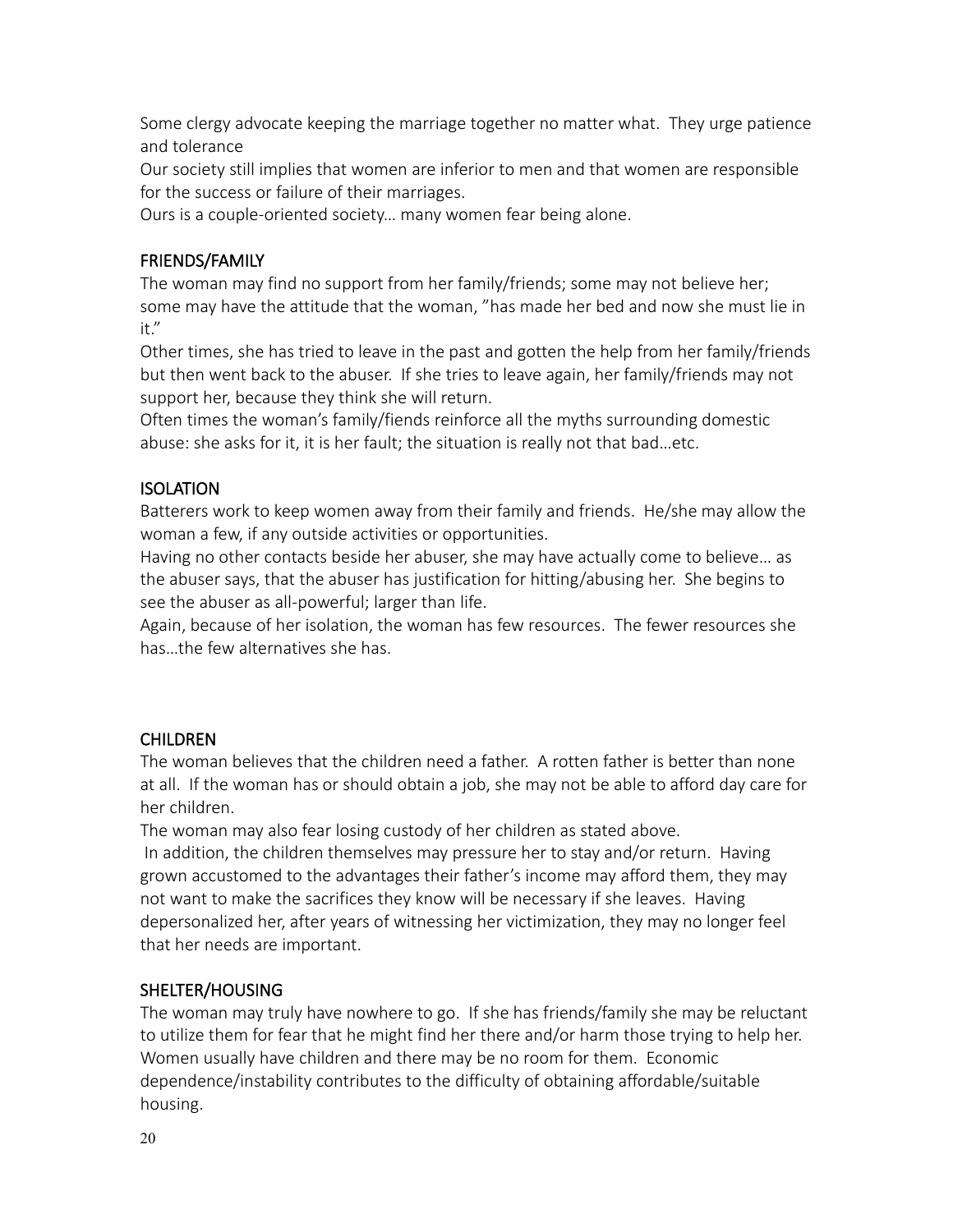Some clergy advocate keeping the marriage together no matter what. They urge patience and tolerance

Our society still implies that women are inferior to men and that women are responsible for the success or failure of their marriages.

Ours is a couple-oriented society… many women fear being alone.

## FRIENDS/FAMILY

The woman may find no support from her family/friends; some may not believe her; some may have the attitude that the woman, "has made her bed and now she must lie in it."

Other times, she has tried to leave in the past and gotten the help from her family/friends but then went back to the abuser. If she tries to leave again, her family/friends may not support her, because they think she will return.

Often times the woman's family/fiends reinforce all the myths surrounding domestic abuse: she asks for it, it is her fault; the situation is really not that bad…etc.

## ISOLATION

Batterers work to keep women away from their family and friends. He/she may allow the woman a few, if any outside activities or opportunities.

Having no other contacts beside her abuser, she may have actually come to believe… as the abuser says, that the abuser has justification for hitting/abusing her. She begins to see the abuser as all-powerful; larger than life.

Again, because of her isolation, the woman has few resources. The fewer resources she has…the few alternatives she has.

## CHILDREN

The woman believes that the children need a father. A rotten father is better than none at all. If the woman has or should obtain a job, she may not be able to afford day care for her children.

The woman may also fear losing custody of her children as stated above.

In addition, the children themselves may pressure her to stay and/or return. Having grown accustomed to the advantages their father's income may afford them, they may not want to make the sacrifices they know will be necessary if she leaves. Having depersonalized her, after years of witnessing her victimization, they may no longer feel that her needs are important.

## SHELTER/HOUSING

The woman may truly have nowhere to go. If she has friends/family she may be reluctant to utilize them for fear that he might find her there and/or harm those trying to help her. Women usually have children and there may be no room for them. Economic dependence/instability contributes to the difficulty of obtaining affordable/suitable housing.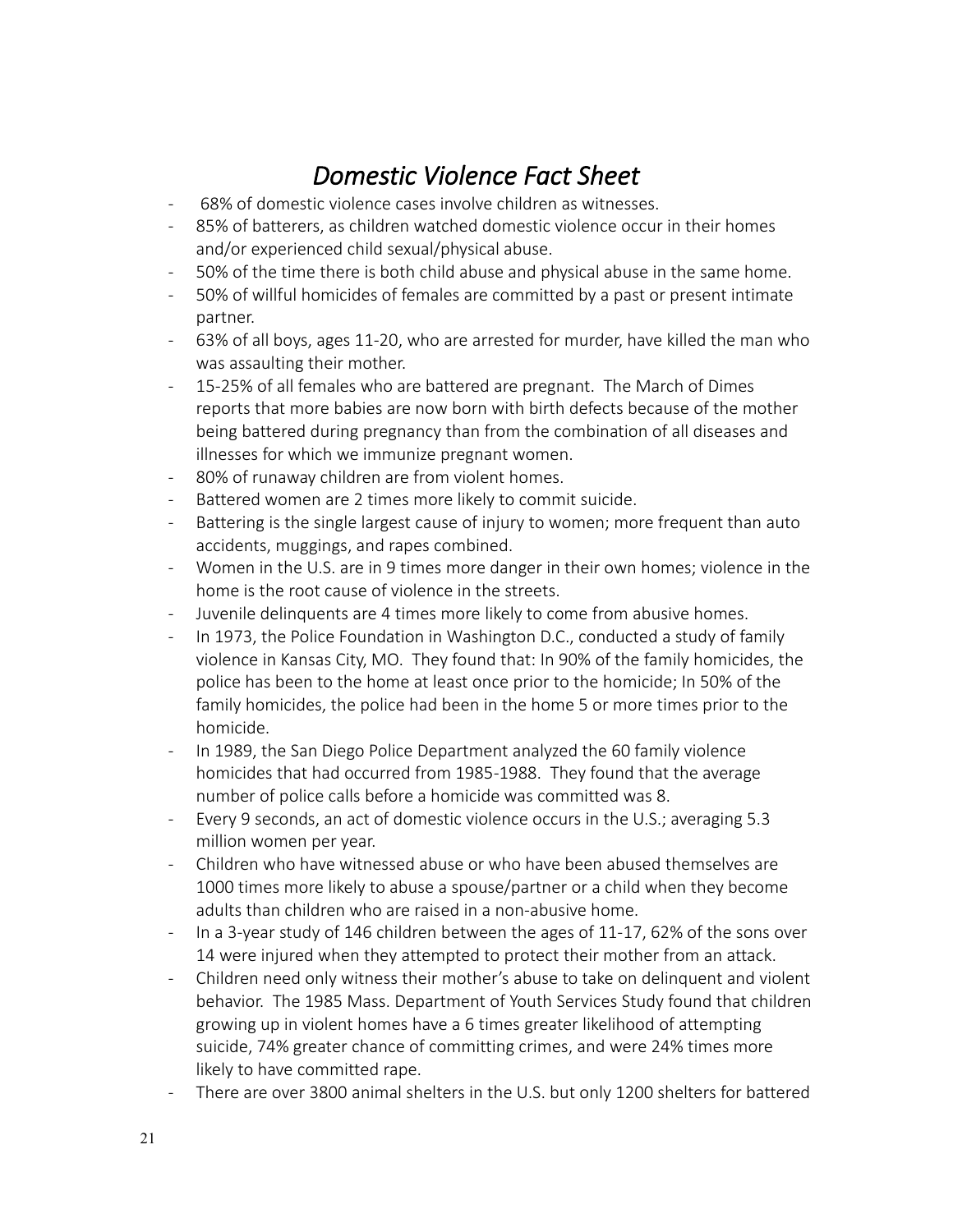# *Domestic Violence Fact Sheet*

- 68% of domestic violence cases involve children as witnesses.
- 85% of batterers, as children watched domestic violence occur in their homes and/or experienced child sexual/physical abuse.
- 50% of the time there is both child abuse and physical abuse in the same home.
- 50% of willful homicides of females are committed by a past or present intimate partner.
- 63% of all boys, ages 11-20, who are arrested for murder, have killed the man who was assaulting their mother.
- 15-25% of all females who are battered are pregnant. The March of Dimes reports that more babies are now born with birth defects because of the mother being battered during pregnancy than from the combination of all diseases and illnesses for which we immunize pregnant women.
- 80% of runaway children are from violent homes.
- Battered women are 2 times more likely to commit suicide.
- Battering is the single largest cause of injury to women; more frequent than auto accidents, muggings, and rapes combined.
- Women in the U.S. are in 9 times more danger in their own homes; violence in the home is the root cause of violence in the streets.
- Juvenile delinquents are 4 times more likely to come from abusive homes.
- In 1973, the Police Foundation in Washington D.C., conducted a study of family violence in Kansas City, MO. They found that: In 90% of the family homicides, the police has been to the home at least once prior to the homicide; In 50% of the family homicides, the police had been in the home 5 or more times prior to the homicide.
- In 1989, the San Diego Police Department analyzed the 60 family violence homicides that had occurred from 1985-1988. They found that the average number of police calls before a homicide was committed was 8.
- Every 9 seconds, an act of domestic violence occurs in the U.S.; averaging 5.3 million women per year.
- Children who have witnessed abuse or who have been abused themselves are 1000 times more likely to abuse a spouse/partner or a child when they become adults than children who are raised in a non-abusive home.
- In a 3-year study of 146 children between the ages of 11-17, 62% of the sons over 14 were injured when they attempted to protect their mother from an attack.
- Children need only witness their mother's abuse to take on delinquent and violent behavior. The 1985 Mass. Department of Youth Services Study found that children growing up in violent homes have a 6 times greater likelihood of attempting suicide, 74% greater chance of committing crimes, and were 24% times more likely to have committed rape.
- There are over 3800 animal shelters in the U.S. but only 1200 shelters for battered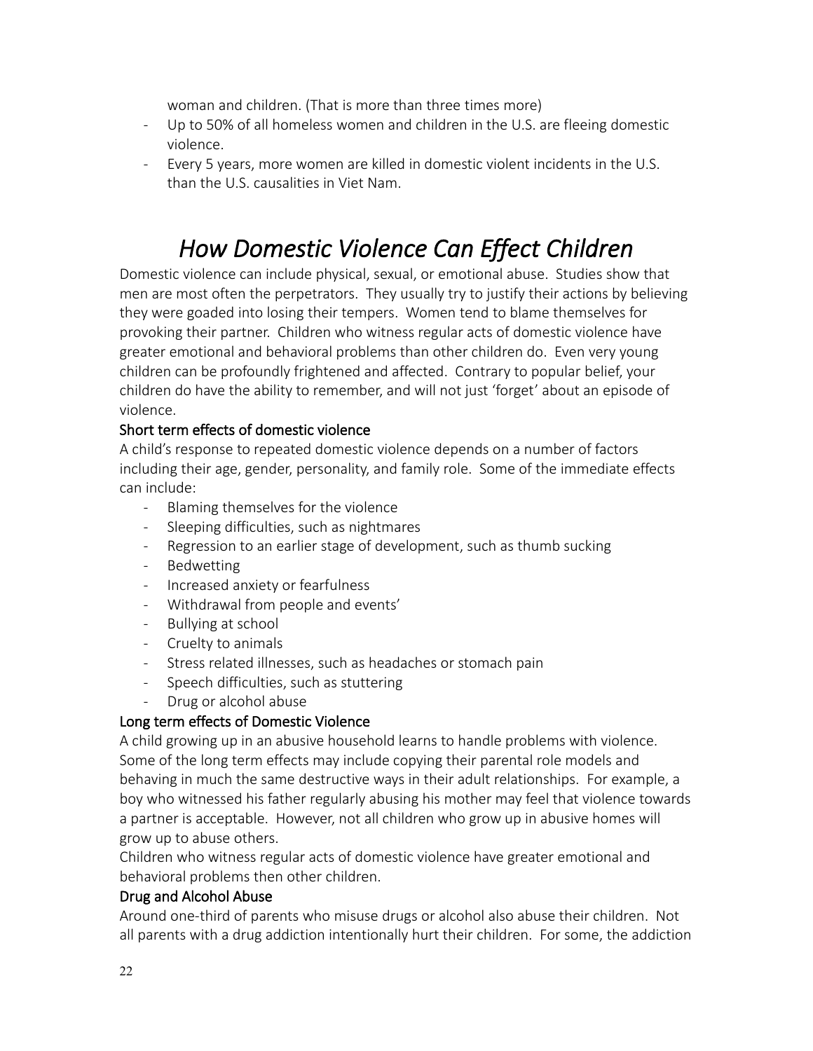woman and children. (That is more than three times more)

- Up to 50% of all homeless women and children in the U.S. are fleeing domestic violence.
- Every 5 years, more women are killed in domestic violent incidents in the U.S. than the U.S. causalities in Viet Nam.

# *How Domestic Violence Can Effect Children*

Domestic violence can include physical, sexual, or emotional abuse. Studies show that men are most often the perpetrators. They usually try to justify their actions by believing they were goaded into losing their tempers. Women tend to blame themselves for provoking their partner. Children who witness regular acts of domestic violence have greater emotional and behavioral problems than other children do. Even very young children can be profoundly frightened and affected. Contrary to popular belief, your children do have the ability to remember, and will not just 'forget' about an episode of violence.

### Short term effects of domestic violence

A child's response to repeated domestic violence depends on a number of factors including their age, gender, personality, and family role. Some of the immediate effects can include:

- Blaming themselves for the violence
- Sleeping difficulties, such as nightmares
- Regression to an earlier stage of development, such as thumb sucking
- Bedwetting
- Increased anxiety or fearfulness
- Withdrawal from people and events'
- Bullying at school
- Cruelty to animals
- Stress related illnesses, such as headaches or stomach pain
- Speech difficulties, such as stuttering
- Drug or alcohol abuse

### Long term effects of Domestic Violence

A child growing up in an abusive household learns to handle problems with violence. Some of the long term effects may include copying their parental role models and behaving in much the same destructive ways in their adult relationships. For example, a boy who witnessed his father regularly abusing his mother may feel that violence towards a partner is acceptable. However, not all children who grow up in abusive homes will grow up to abuse others.

Children who witness regular acts of domestic violence have greater emotional and behavioral problems then other children.

### Drug and Alcohol Abuse

Around one-third of parents who misuse drugs or alcohol also abuse their children. Not all parents with a drug addiction intentionally hurt their children. For some, the addiction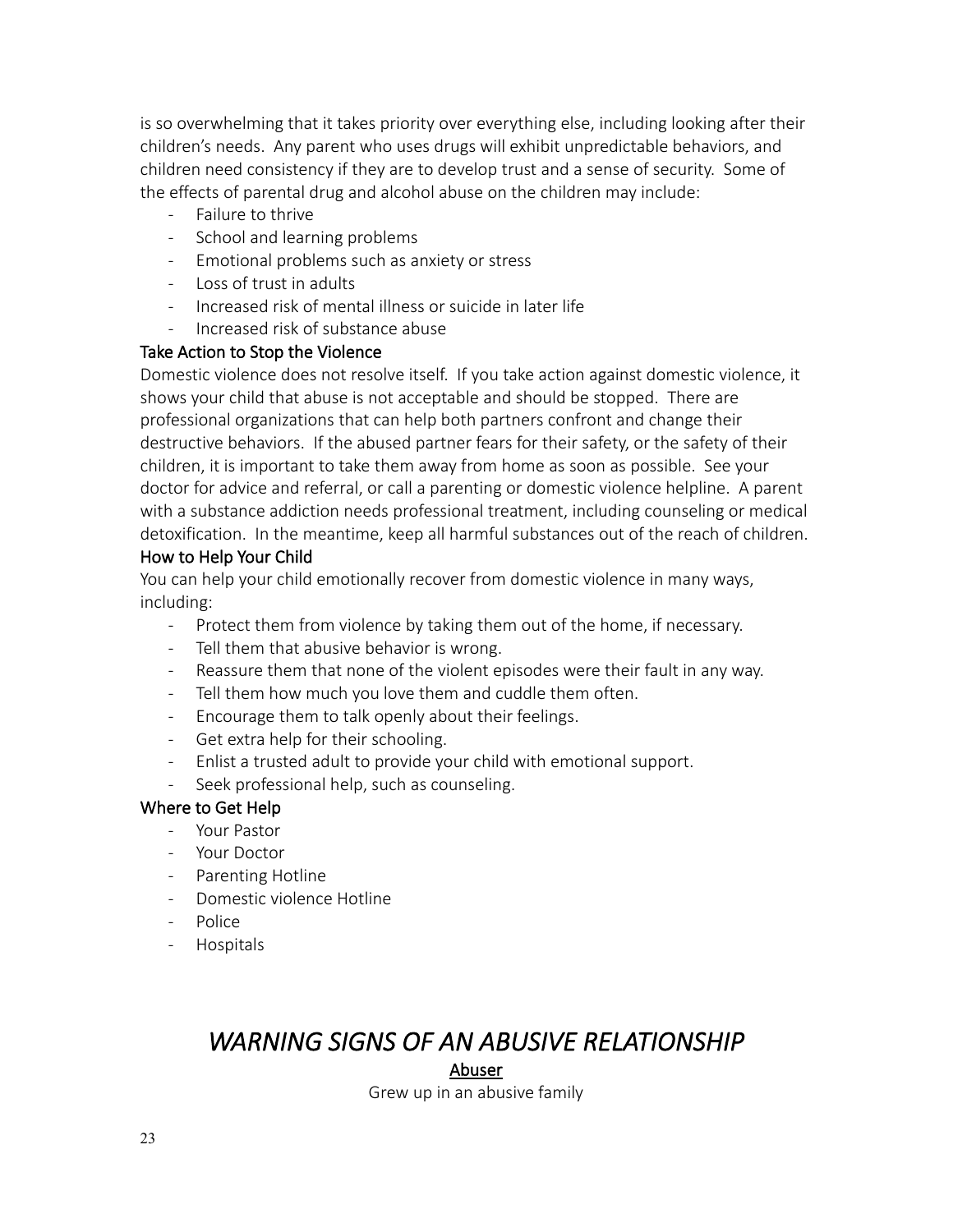is so overwhelming that it takes priority over everything else, including looking after their children's needs. Any parent who uses drugs will exhibit unpredictable behaviors, and children need consistency if they are to develop trust and a sense of security. Some of the effects of parental drug and alcohol abuse on the children may include:

- Failure to thrive
- School and learning problems
- Emotional problems such as anxiety or stress
- Loss of trust in adults
- Increased risk of mental illness or suicide in later life
- Increased risk of substance abuse

### Take Action to Stop the Violence

Domestic violence does not resolve itself. If you take action against domestic violence, it shows your child that abuse is not acceptable and should be stopped. There are professional organizations that can help both partners confront and change their destructive behaviors. If the abused partner fears for their safety, or the safety of their children, it is important to take them away from home as soon as possible. See your doctor for advice and referral, or call a parenting or domestic violence helpline. A parent with a substance addiction needs professional treatment, including counseling or medical detoxification. In the meantime, keep all harmful substances out of the reach of children.

### How to Help Your Child

You can help your child emotionally recover from domestic violence in many ways, including:

- Protect them from violence by taking them out of the home, if necessary.
- Tell them that abusive behavior is wrong.
- Reassure them that none of the violent episodes were their fault in any way.
- Tell them how much you love them and cuddle them often.
- Encourage them to talk openly about their feelings.
- Get extra help for their schooling.
- Enlist a trusted adult to provide your child with emotional support.
- Seek professional help, such as counseling.

### Where to Get Help

- Your Pastor
- Your Doctor
- Parenting Hotline
- Domestic violence Hotline
- Police
- Hospitals

# *WARNING SIGNS OF AN ABUSIVE RELATIONSHIP*

<u>Abuser</u>

Grew up in an abusive family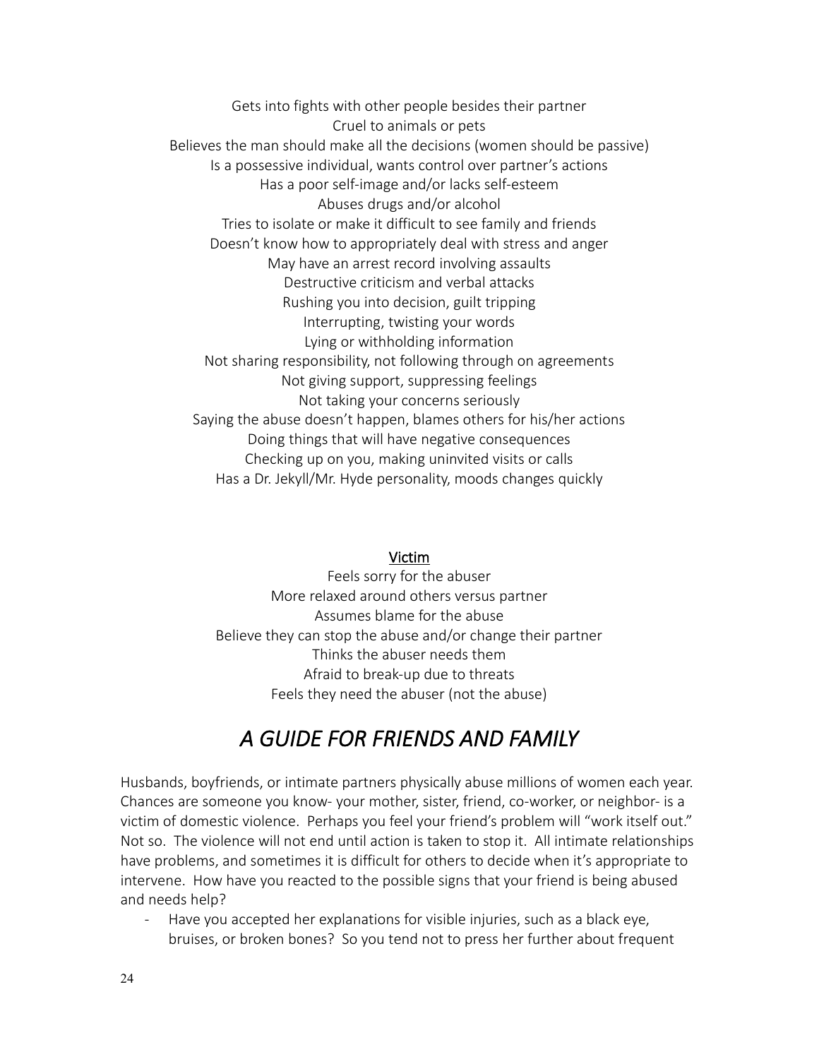Gets into fights with other people besides their partner
Cruel to animals or pets
Believes the man should make all the decisions (women should be passive)
Is a possessive individual, wants control over partner's actions
Has a poor self-image and/or lacks self-esteem
Abuses drugs and/or alcohol
Tries to isolate or make it difficult to see family and friends
Doesn't know how to appropriately deal with stress and anger
May have an arrest record involving assaults
Destructive criticism and verbal attacks
Rushing you into decision, guilt tripping
Interrupting, twisting your words
Lying or withholding information
Not sharing responsibility, not following through on agreements
Not giving support, suppressing feelings
Not taking your concerns seriously
Saying the abuse doesn't happen, blames others for his/her actions
Doing things that will have negative consequences
Checking up on you, making uninvited visits or calls
Has a Dr. Jekyll/Mr. Hyde personality, moods changes quickly

<u>Victim</u>

Feels sorry for the abuser
More relaxed around others versus partner
Assumes blame for the abuse
Believe they can stop the abuse and/or change their partner
Thinks the abuser needs them
Afraid to break-up due to threats
Feels they need the abuser (not the abuse)

# *A GUIDE FOR FRIENDS AND FAMILY*

Husbands, boyfriends, or intimate partners physically abuse millions of women each year. Chances are someone you know- your mother, sister, friend, co-worker, or neighbor- is a victim of domestic violence. Perhaps you feel your friend's problem will "work itself out." Not so. The violence will not end until action is taken to stop it. All intimate relationships have problems, and sometimes it is difficult for others to decide when it's appropriate to intervene. How have you reacted to the possible signs that your friend is being abused and needs help?

- Have you accepted her explanations for visible injuries, such as a black eye, bruises, or broken bones? So you tend not to press her further about frequent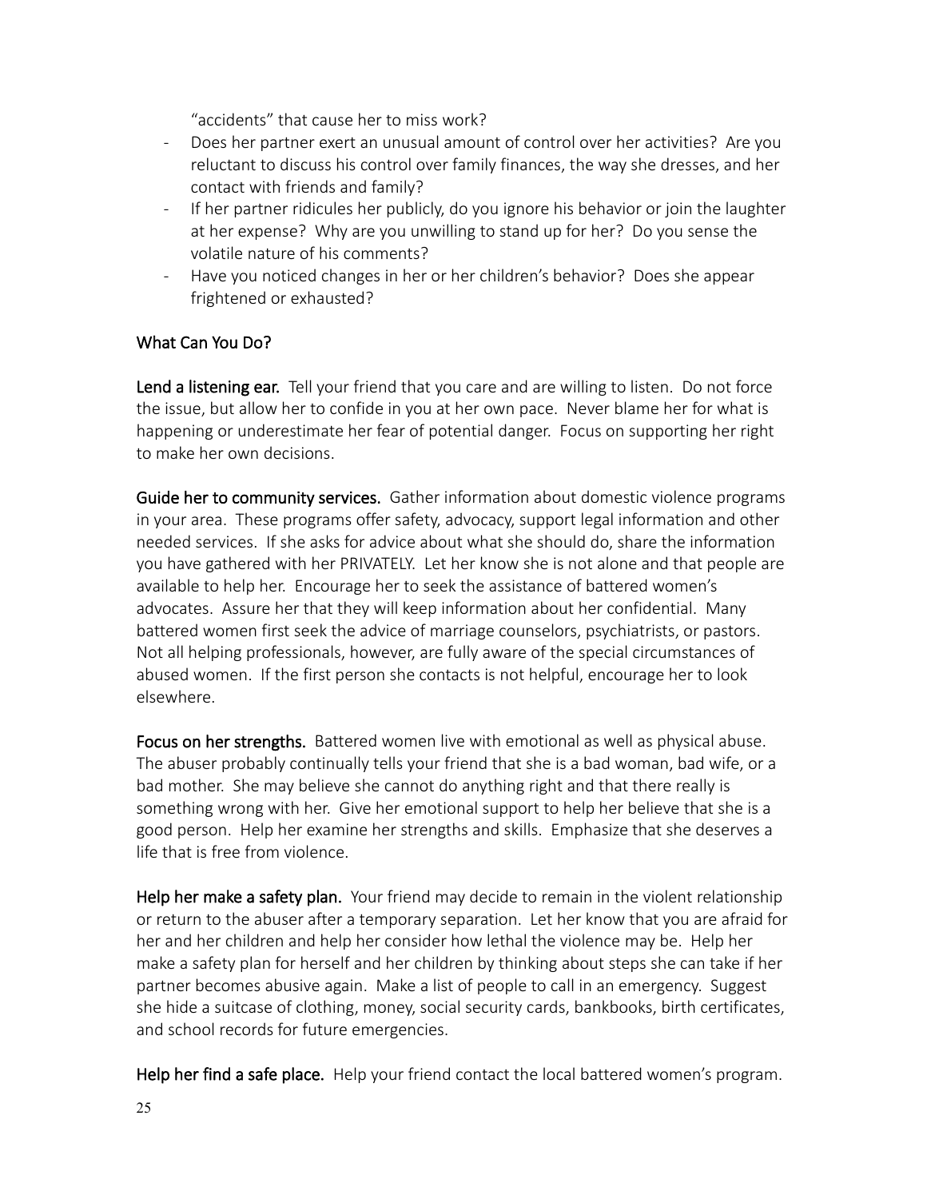"accidents" that cause her to miss work?

- Does her partner exert an unusual amount of control over her activities? Are you reluctant to discuss his control over family finances, the way she dresses, and her contact with friends and family?
- If her partner ridicules her publicly, do you ignore his behavior or join the laughter at her expense? Why are you unwilling to stand up for her? Do you sense the volatile nature of his comments?
- Have you noticed changes in her or her children's behavior? Does she appear frightened or exhausted?

## What Can You Do?

**Lend a listening ear.** Tell your friend that you care and are willing to listen. Do not force the issue, but allow her to confide in you at her own pace. Never blame her for what is happening or underestimate her fear of potential danger. Focus on supporting her right to make her own decisions.

**Guide her to community services.** Gather information about domestic violence programs in your area. These programs offer safety, advocacy, support legal information and other needed services. If she asks for advice about what she should do, share the information you have gathered with her PRIVATELY. Let her know she is not alone and that people are available to help her. Encourage her to seek the assistance of battered women's advocates. Assure her that they will keep information about her confidential. Many battered women first seek the advice of marriage counselors, psychiatrists, or pastors. Not all helping professionals, however, are fully aware of the special circumstances of abused women. If the first person she contacts is not helpful, encourage her to look elsewhere.

**Focus on her strengths.** Battered women live with emotional as well as physical abuse. The abuser probably continually tells your friend that she is a bad woman, bad wife, or a bad mother. She may believe she cannot do anything right and that there really is something wrong with her. Give her emotional support to help her believe that she is a good person. Help her examine her strengths and skills. Emphasize that she deserves a life that is free from violence.

**Help her make a safety plan.** Your friend may decide to remain in the violent relationship or return to the abuser after a temporary separation. Let her know that you are afraid for her and her children and help her consider how lethal the violence may be. Help her make a safety plan for herself and her children by thinking about steps she can take if her partner becomes abusive again. Make a list of people to call in an emergency. Suggest she hide a suitcase of clothing, money, social security cards, bankbooks, birth certificates, and school records for future emergencies.

**Help her find a safe place.** Help your friend contact the local battered women's program.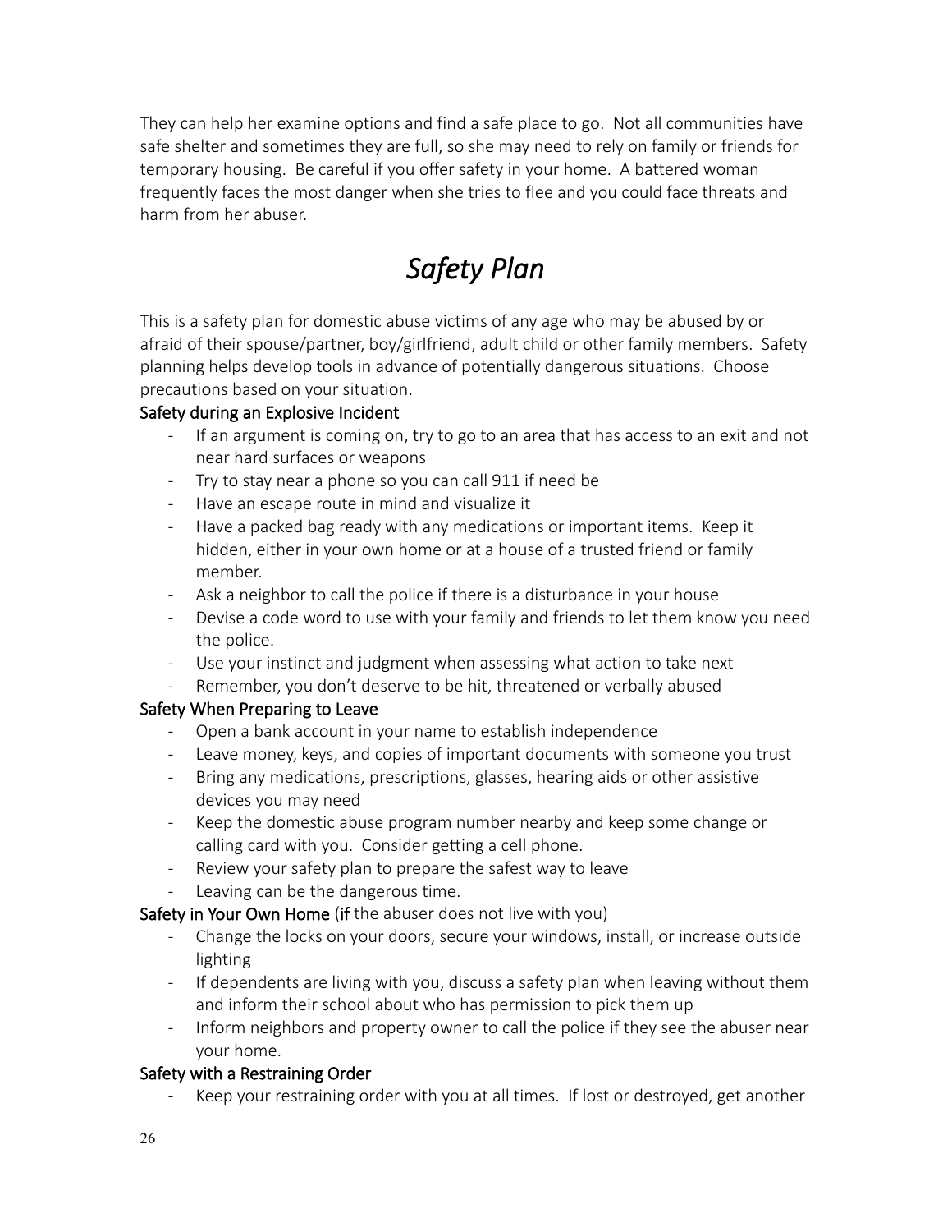They can help her examine options and find a safe place to go. Not all communities have safe shelter and sometimes they are full, so she may need to rely on family or friends for temporary housing. Be careful if you offer safety in your home. A battered woman frequently faces the most danger when she tries to flee and you could face threats and harm from her abuser.

# *Safety Plan*

This is a safety plan for domestic abuse victims of any age who may be abused by or afraid of their spouse/partner, boy/girlfriend, adult child or other family members. Safety planning helps develop tools in advance of potentially dangerous situations. Choose precautions based on your situation.

### Safety during an Explosive Incident

- If an argument is coming on, try to go to an area that has access to an exit and not near hard surfaces or weapons
- Try to stay near a phone so you can call 911 if need be
- Have an escape route in mind and visualize it
- Have a packed bag ready with any medications or important items. Keep it hidden, either in your own home or at a house of a trusted friend or family member.
- Ask a neighbor to call the police if there is a disturbance in your house
- Devise a code word to use with your family and friends to let them know you need the police.
- Use your instinct and judgment when assessing what action to take next
- Remember, you don't deserve to be hit, threatened or verbally abused

### Safety When Preparing to Leave

- Open a bank account in your name to establish independence
- Leave money, keys, and copies of important documents with someone you trust
- Bring any medications, prescriptions, glasses, hearing aids or other assistive devices you may need
- Keep the domestic abuse program number nearby and keep some change or calling card with you. Consider getting a cell phone.
- Review your safety plan to prepare the safest way to leave
- Leaving can be the dangerous time.

### Safety in Your Own Home (if the abuser does not live with you)

- Change the locks on your doors, secure your windows, install, or increase outside lighting
- If dependents are living with you, discuss a safety plan when leaving without them and inform their school about who has permission to pick them up
- Inform neighbors and property owner to call the police if they see the abuser near your home.

### Safety with a Restraining Order

- Keep your restraining order with you at all times. If lost or destroyed, get another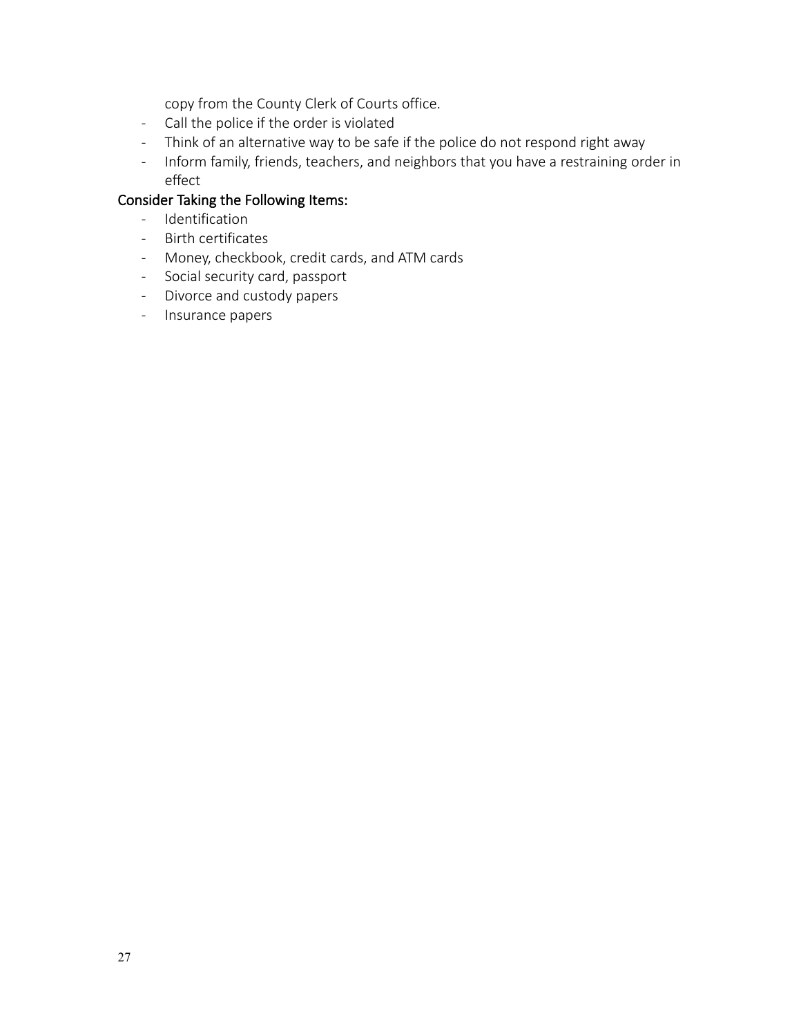copy from the County Clerk of Courts office.

- Call the police if the order is violated
- Think of an alternative way to be safe if the police do not respond right away
- Inform family, friends, teachers, and neighbors that you have a restraining order in effect

### Consider Taking the Following Items:

- Identification
- Birth certificates
- Money, checkbook, credit cards, and ATM cards
- Social security card, passport
- Divorce and custody papers
- Insurance papers